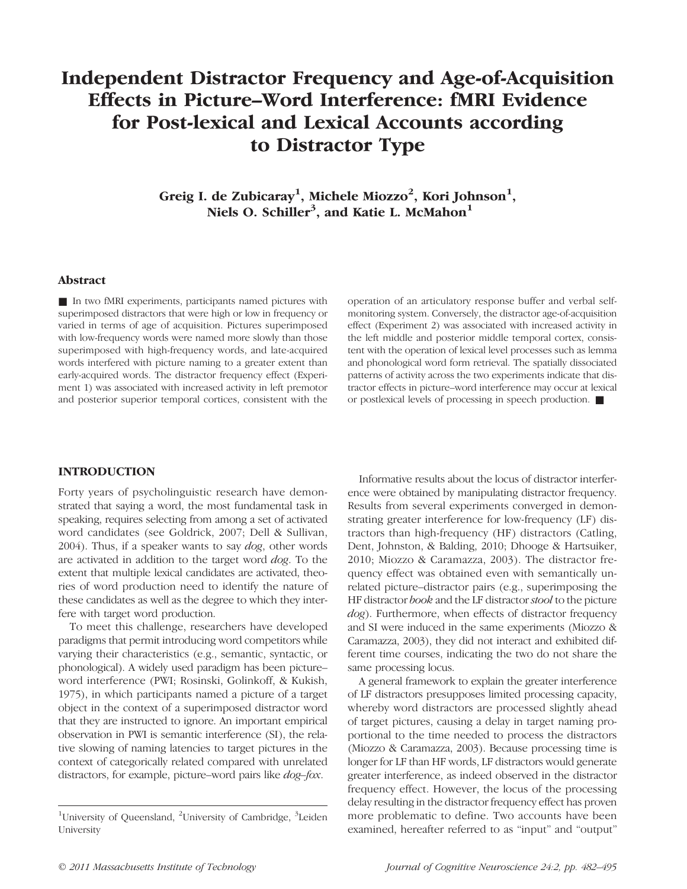# Independent Distractor Frequency and Age-of-Acquisition Effects in Picture–Word Interference: fMRI Evidence for Post-lexical and Lexical Accounts according to Distractor Type

**Greig I. de Zubicaray[1], Michele Miozzo[2], Kori Johnson[1], Niels O. Schiller[3], and Katie L. McMahon[1]**

## Abstract

■ In two fMRI experiments, participants named pictures with superimposed distractors that were high or low in frequency or varied in terms of age of acquisition. Pictures superimposed with low-frequency words were named more slowly than those superimposed with high-frequency words, and late-acquired words interfered with picture naming to a greater extent than early-acquired words. The distractor frequency effect (Experiment 1) was associated with increased activity in left premotor and posterior superior temporal cortices, consistent with the operation of an articulatory response buffer and verbal self-monitoring system. Conversely, the distractor age-of-acquisition effect (Experiment 2) was associated with increased activity in the left middle and posterior middle temporal cortex, consistent with the operation of lexical level processes such as lemma and phonological word form retrieval. The spatially dissociated patterns of activity across the two experiments indicate that distractor effects in picture–word interference may occur at lexical or postlexical levels of processing in speech production. ■

## INTRODUCTION

Forty years of psycholinguistic research have demonstrated that saying a word, the most fundamental task in speaking, requires selecting from among a set of activated word candidates (see Goldrick, 2007; Dell & Sullivan, 2004). Thus, if a speaker wants to say *dog*, other words are activated in addition to the target word *dog*. To the extent that multiple lexical candidates are activated, theories of word production need to identify the nature of these candidates as well as the degree to which they interfere with target word production.

To meet this challenge, researchers have developed paradigms that permit introducing word competitors while varying their characteristics (e.g., semantic, syntactic, or phonological). A widely used paradigm has been picture–word interference (PWI; Rosinski, Golinkoff, & Kukish, 1975), in which participants named a picture of a target object in the context of a superimposed distractor word that they are instructed to ignore. An important empirical observation in PWI is semantic interference (SI), the relative slowing of naming latencies to target pictures in the context of categorically related compared with unrelated distractors, for example, picture–word pairs like *dog–fox*.

Informative results about the locus of distractor interference were obtained by manipulating distractor frequency. Results from several experiments converged in demonstrating greater interference for low-frequency (LF) distractors than high-frequency (HF) distractors (Catling, Dent, Johnston, & Balding, 2010; Dhooge & Hartsuiker, 2010; Miozzo & Caramazza, 2003). The distractor frequency effect was obtained even with semantically unrelated picture–distractor pairs (e.g., superimposing the HF distractor *book* and the LF distractor *stool* to the picture *dog*). Furthermore, when effects of distractor frequency and SI were induced in the same experiments (Miozzo & Caramazza, 2003), they did not interact and exhibited different time courses, indicating the two do not share the same processing locus.

A general framework to explain the greater interference of LF distractors presupposes limited processing capacity, whereby word distractors are processed slightly ahead of target pictures, causing a delay in target naming proportional to the time needed to process the distractors (Miozzo & Caramazza, 2003). Because processing time is longer for LF than HF words, LF distractors would generate greater interference, as indeed observed in the distractor frequency effect. However, the locus of the processing delay resulting in the distractor frequency effect has proven more problematic to define. Two accounts have been examined, hereafter referred to as "input" and "output"

[1]University of Queensland, [2]University of Cambridge, [3]Leiden University

© 2011 Massachusetts Institute of Technology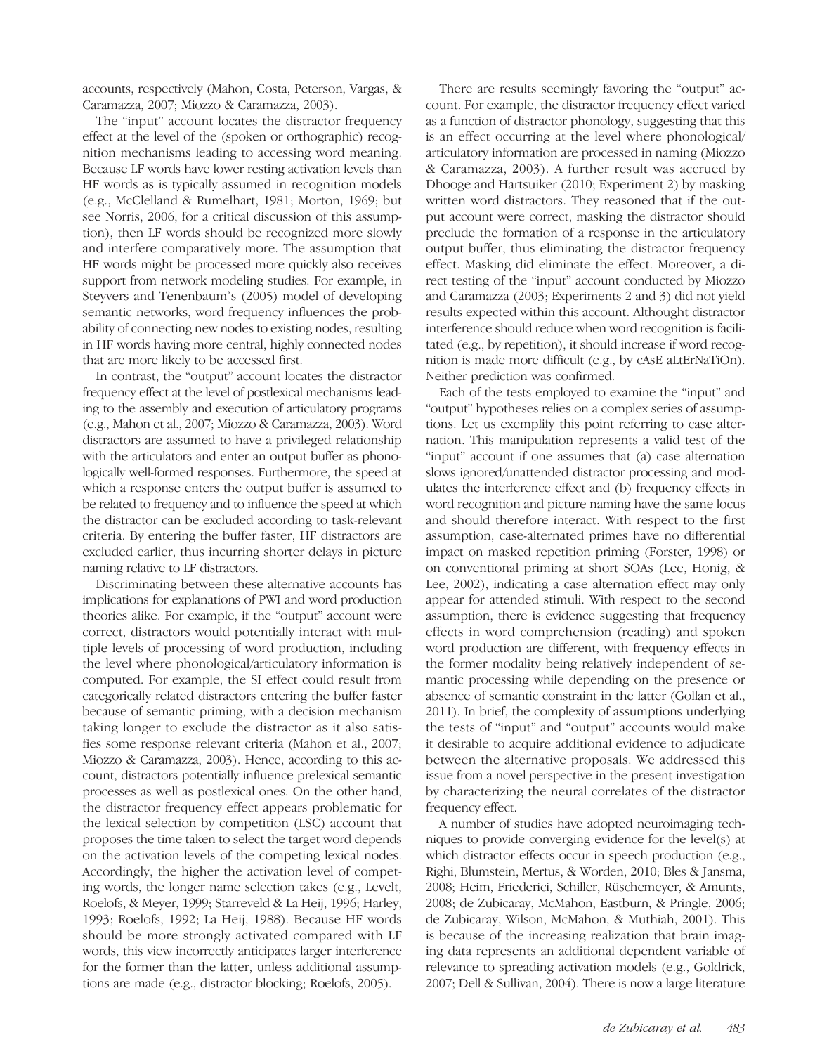accounts, respectively (Mahon, Costa, Peterson, Vargas, & Caramazza, 2007; Miozzo & Caramazza, 2003).

The "input" account locates the distractor frequency effect at the level of the (spoken or orthographic) recognition mechanisms leading to accessing word meaning. Because LF words have lower resting activation levels than HF words as is typically assumed in recognition models (e.g., McClelland & Rumelhart, 1981; Morton, 1969; but see Norris, 2006, for a critical discussion of this assumption), then LF words should be recognized more slowly and interfere comparatively more. The assumption that HF words might be processed more quickly also receives support from network modeling studies. For example, in Steyvers and Tenenbaum's (2005) model of developing semantic networks, word frequency influences the probability of connecting new nodes to existing nodes, resulting in HF words having more central, highly connected nodes that are more likely to be accessed first.

In contrast, the "output" account locates the distractor frequency effect at the level of postlexical mechanisms leading to the assembly and execution of articulatory programs (e.g., Mahon et al., 2007; Miozzo & Caramazza, 2003). Word distractors are assumed to have a privileged relationship with the articulators and enter an output buffer as phonologically well-formed responses. Furthermore, the speed at which a response enters the output buffer is assumed to be related to frequency and to influence the speed at which the distractor can be excluded according to task-relevant criteria. By entering the buffer faster, HF distractors are excluded earlier, thus incurring shorter delays in picture naming relative to LF distractors.

Discriminating between these alternative accounts has implications for explanations of PWI and word production theories alike. For example, if the "output" account were correct, distractors would potentially interact with multiple levels of processing of word production, including the level where phonological/articulatory information is computed. For example, the SI effect could result from categorically related distractors entering the buffer faster because of semantic priming, with a decision mechanism taking longer to exclude the distractor as it also satisfies some response relevant criteria (Mahon et al., 2007; Miozzo & Caramazza, 2003). Hence, according to this account, distractors potentially influence prelexical semantic processes as well as postlexical ones. On the other hand, the distractor frequency effect appears problematic for the lexical selection by competition (LSC) account that proposes the time taken to select the target word depends on the activation levels of the competing lexical nodes. Accordingly, the higher the activation level of competing words, the longer name selection takes (e.g., Levelt, Roelofs, & Meyer, 1999; Starreveld & La Heij, 1996; Harley, 1993; Roelofs, 1992; La Heij, 1988). Because HF words should be more strongly activated compared with LF words, this view incorrectly anticipates larger interference for the former than the latter, unless additional assumptions are made (e.g., distractor blocking; Roelofs, 2005).

There are results seemingly favoring the "output" account. For example, the distractor frequency effect varied as a function of distractor phonology, suggesting that this is an effect occurring at the level where phonological/articulatory information are processed in naming (Miozzo & Caramazza, 2003). A further result was accrued by Dhooge and Hartsuiker (2010; Experiment 2) by masking written word distractors. They reasoned that if the output account were correct, masking the distractor should preclude the formation of a response in the articulatory output buffer, thus eliminating the distractor frequency effect. Masking did eliminate the effect. Moreover, a direct testing of the "input" account conducted by Miozzo and Caramazza (2003; Experiments 2 and 3) did not yield results expected within this account. Althought distractor interference should reduce when word recognition is facilitated (e.g., by repetition), it should increase if word recognition is made more difficult (e.g., by cAsE aLtErNaTiOn). Neither prediction was confirmed.

Each of the tests employed to examine the "input" and "output" hypotheses relies on a complex series of assumptions. Let us exemplify this point referring to case alternation. This manipulation represents a valid test of the "input" account if one assumes that (a) case alternation slows ignored/unattended distractor processing and modulates the interference effect and (b) frequency effects in word recognition and picture naming have the same locus and should therefore interact. With respect to the first assumption, case-alternated primes have no differential impact on masked repetition priming (Forster, 1998) or on conventional priming at short SOAs (Lee, Honig, & Lee, 2002), indicating a case alternation effect may only appear for attended stimuli. With respect to the second assumption, there is evidence suggesting that frequency effects in word comprehension (reading) and spoken word production are different, with frequency effects in the former modality being relatively independent of semantic processing while depending on the presence or absence of semantic constraint in the latter (Gollan et al., 2011). In brief, the complexity of assumptions underlying the tests of "input" and "output" accounts would make it desirable to acquire additional evidence to adjudicate between the alternative proposals. We addressed this issue from a novel perspective in the present investigation by characterizing the neural correlates of the distractor frequency effect.

A number of studies have adopted neuroimaging techniques to provide converging evidence for the level(s) at which distractor effects occur in speech production (e.g., Righi, Blumstein, Mertus, & Worden, 2010; Bles & Jansma, 2008; Heim, Friederici, Schiller, Rüschemeyer, & Amunts, 2008; de Zubicaray, McMahon, Eastburn, & Pringle, 2006; de Zubicaray, Wilson, McMahon, & Muthiah, 2001). This is because of the increasing realization that brain imaging data represents an additional dependent variable of relevance to spreading activation models (e.g., Goldrick, 2007; Dell & Sullivan, 2004). There is now a large literature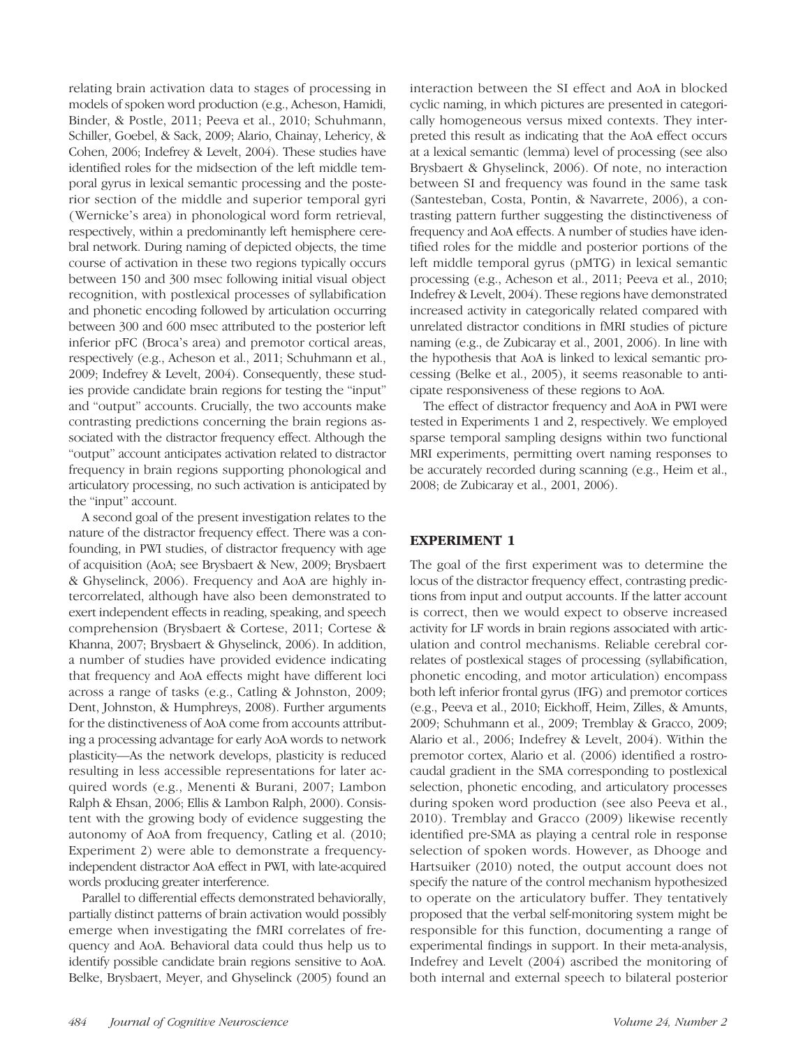relating brain activation data to stages of processing in models of spoken word production (e.g., Acheson, Hamidi, Binder, & Postle, 2011; Peeva et al., 2010; Schuhmann, Schiller, Goebel, & Sack, 2009; Alario, Chainay, Lehericy, & Cohen, 2006; Indefrey & Levelt, 2004). These studies have identified roles for the midsection of the left middle temporal gyrus in lexical semantic processing and the posterior section of the middle and superior temporal gyri (Wernicke's area) in phonological word form retrieval, respectively, within a predominantly left hemisphere cerebral network. During naming of depicted objects, the time course of activation in these two regions typically occurs between 150 and 300 msec following initial visual object recognition, with postlexical processes of syllabification and phonetic encoding followed by articulation occurring between 300 and 600 msec attributed to the posterior left inferior pFC (Broca's area) and premotor cortical areas, respectively (e.g., Acheson et al., 2011; Schuhmann et al., 2009; Indefrey & Levelt, 2004). Consequently, these studies provide candidate brain regions for testing the "input" and "output" accounts. Crucially, the two accounts make contrasting predictions concerning the brain regions associated with the distractor frequency effect. Although the "output" account anticipates activation related to distractor frequency in brain regions supporting phonological and articulatory processing, no such activation is anticipated by the "input" account.

A second goal of the present investigation relates to the nature of the distractor frequency effect. There was a confounding, in PWI studies, of distractor frequency with age of acquisition (AoA; see Brysbaert & New, 2009; Brysbaert & Ghyselinck, 2006). Frequency and AoA are highly intercorrelated, although have also been demonstrated to exert independent effects in reading, speaking, and speech comprehension (Brysbaert & Cortese, 2011; Cortese & Khanna, 2007; Brysbaert & Ghyselinck, 2006). In addition, a number of studies have provided evidence indicating that frequency and AoA effects might have different loci across a range of tasks (e.g., Catling & Johnston, 2009; Dent, Johnston, & Humphreys, 2008). Further arguments for the distinctiveness of AoA come from accounts attributing a processing advantage for early AoA words to network plasticity—As the network develops, plasticity is reduced resulting in less accessible representations for later acquired words (e.g., Menenti & Burani, 2007; Lambon Ralph & Ehsan, 2006; Ellis & Lambon Ralph, 2000). Consistent with the growing body of evidence suggesting the autonomy of AoA from frequency, Catling et al. (2010; Experiment 2) were able to demonstrate a frequency-independent distractor AoA effect in PWI, with late-acquired words producing greater interference.

Parallel to differential effects demonstrated behaviorally, partially distinct patterns of brain activation would possibly emerge when investigating the fMRI correlates of frequency and AoA. Behavioral data could thus help us to identify possible candidate brain regions sensitive to AoA. Belke, Brysbaert, Meyer, and Ghyselinck (2005) found an interaction between the SI effect and AoA in blocked cyclic naming, in which pictures are presented in categorically homogeneous versus mixed contexts. They interpreted this result as indicating that the AoA effect occurs at a lexical semantic (lemma) level of processing (see also Brysbaert & Ghyselinck, 2006). Of note, no interaction between SI and frequency was found in the same task (Santesteban, Costa, Pontin, & Navarrete, 2006), a contrasting pattern further suggesting the distinctiveness of frequency and AoA effects. A number of studies have identified roles for the middle and posterior portions of the left middle temporal gyrus (pMTG) in lexical semantic processing (e.g., Acheson et al., 2011; Peeva et al., 2010; Indefrey & Levelt, 2004). These regions have demonstrated increased activity in categorically related compared with unrelated distractor conditions in fMRI studies of picture naming (e.g., de Zubicaray et al., 2001, 2006). In line with the hypothesis that AoA is linked to lexical semantic processing (Belke et al., 2005), it seems reasonable to anticipate responsiveness of these regions to AoA.

The effect of distractor frequency and AoA in PWI were tested in Experiments 1 and 2, respectively. We employed sparse temporal sampling designs within two functional MRI experiments, permitting overt naming responses to be accurately recorded during scanning (e.g., Heim et al., 2008; de Zubicaray et al., 2001, 2006).

## EXPERIMENT 1

The goal of the first experiment was to determine the locus of the distractor frequency effect, contrasting predictions from input and output accounts. If the latter account is correct, then we would expect to observe increased activity for LF words in brain regions associated with articulation and control mechanisms. Reliable cerebral correlates of postlexical stages of processing (syllabification, phonetic encoding, and motor articulation) encompass both left inferior frontal gyrus (IFG) and premotor cortices (e.g., Peeva et al., 2010; Eickhoff, Heim, Zilles, & Amunts, 2009; Schuhmann et al., 2009; Tremblay & Gracco, 2009; Alario et al., 2006; Indefrey & Levelt, 2004). Within the premotor cortex, Alario et al. (2006) identified a rostrocaudal gradient in the SMA corresponding to postlexical selection, phonetic encoding, and articulatory processes during spoken word production (see also Peeva et al., 2010). Tremblay and Gracco (2009) likewise recently identified pre-SMA as playing a central role in response selection of spoken words. However, as Dhooge and Hartsuiker (2010) noted, the output account does not specify the nature of the control mechanism hypothesized to operate on the articulatory buffer. They tentatively proposed that the verbal self-monitoring system might be responsible for this function, documenting a range of experimental findings in support. In their meta-analysis, Indefrey and Levelt (2004) ascribed the monitoring of both internal and external speech to bilateral posterior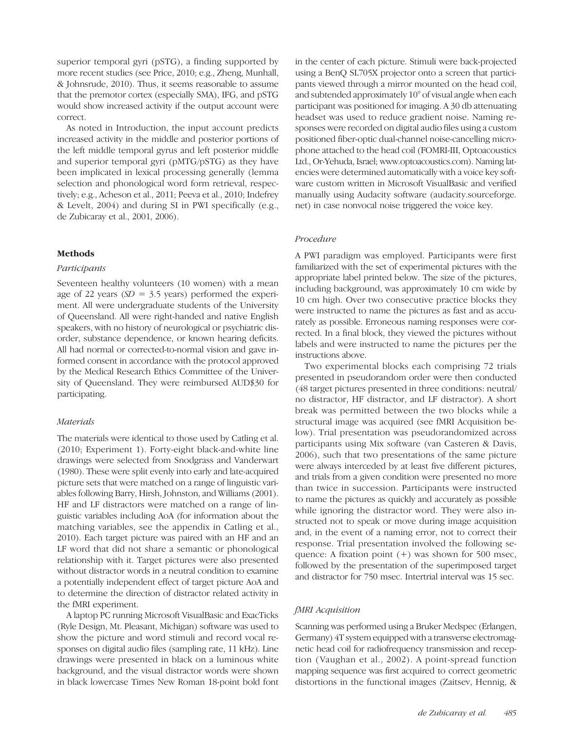superior temporal gyri (pSTG), a finding supported by more recent studies (see Price, 2010; e.g., Zheng, Munhall, & Johnsrude, 2010). Thus, it seems reasonable to assume that the premotor cortex (especially SMA), IFG, and pSTG would show increased activity if the output account were correct.

As noted in Introduction, the input account predicts increased activity in the middle and posterior portions of the left middle temporal gyrus and left posterior middle and superior temporal gyri (pMTG/pSTG) as they have been implicated in lexical processing generally (lemma selection and phonological word form retrieval, respectively; e.g., Acheson et al., 2011; Peeva et al., 2010; Indefrey & Levelt, 2004) and during SI in PWI specifically (e.g., de Zubicaray et al., 2001, 2006).

## Methods

### *Participants*

Seventeen healthy volunteers (10 women) with a mean age of 22 years (*SD* = 3.5 years) performed the experiment. All were undergraduate students of the University of Queensland. All were right-handed and native English speakers, with no history of neurological or psychiatric disorder, substance dependence, or known hearing deficits. All had normal or corrected-to-normal vision and gave informed consent in accordance with the protocol approved by the Medical Research Ethics Committee of the University of Queensland. They were reimbursed AUD$30 for participating.

### *Materials*

The materials were identical to those used by Catling et al. (2010; Experiment 1). Forty-eight black-and-white line drawings were selected from Snodgrass and Vanderwart (1980). These were split evenly into early and late-acquired picture sets that were matched on a range of linguistic variables following Barry, Hirsh, Johnston, and Williams (2001). HF and LF distractors were matched on a range of linguistic variables including AoA (for information about the matching variables, see the appendix in Catling et al., 2010). Each target picture was paired with an HF and an LF word that did not share a semantic or phonological relationship with it. Target pictures were also presented without distractor words in a neutral condition to examine a potentially independent effect of target picture AoA and to determine the direction of distractor related activity in the fMRI experiment.

A laptop PC running Microsoft VisualBasic and ExacTicks (Ryle Design, Mt. Pleasant, Michigan) software was used to show the picture and word stimuli and record vocal responses on digital audio files (sampling rate, 11 kHz). Line drawings were presented in black on a luminous white background, and the visual distractor words were shown in black lowercase Times New Roman 18-point bold font in the center of each picture. Stimuli were back-projected using a BenQ SL705X projector onto a screen that participants viewed through a mirror mounted on the head coil, and subtended approximately 10° of visual angle when each participant was positioned for imaging. A 30 db attenuating headset was used to reduce gradient noise. Naming responses were recorded on digital audio files using a custom positioned fiber-optic dual-channel noise-cancelling microphone attached to the head coil (FOMRI-III, Optoacoustics Ltd., Or-Yehuda, Israel; www.optoacoustics.com). Naming latencies were determined automatically with a voice key software custom written in Microsoft VisualBasic and verified manually using Audacity software (audacity.sourceforge.net) in case nonvocal noise triggered the voice key.

### *Procedure*

A PWI paradigm was employed. Participants were first familiarized with the set of experimental pictures with the appropriate label printed below. The size of the pictures, including background, was approximately 10 cm wide by 10 cm high. Over two consecutive practice blocks they were instructed to name the pictures as fast and as accurately as possible. Erroneous naming responses were corrected. In a final block, they viewed the pictures without labels and were instructed to name the pictures per the instructions above.

Two experimental blocks each comprising 72 trials presented in pseudorandom order were then conducted (48 target pictures presented in three conditions: neutral/no distractor, HF distractor, and LF distractor). A short break was permitted between the two blocks while a structural image was acquired (see fMRI Acquisition below). Trial presentation was pseudorandomized across participants using Mix software (van Casteren & Davis, 2006), such that two presentations of the same picture were always interceded by at least five different pictures, and trials from a given condition were presented no more than twice in succession. Participants were instructed to name the pictures as quickly and accurately as possible while ignoring the distractor word. They were also instructed not to speak or move during image acquisition and, in the event of a naming error, not to correct their response. Trial presentation involved the following sequence: A fixation point (+) was shown for 500 msec, followed by the presentation of the superimposed target and distractor for 750 msec. Intertrial interval was 15 sec.

### *fMRI Acquisition*

Scanning was performed using a Bruker Medspec (Erlangen, Germany) 4T system equipped with a transverse electromagnetic head coil for radiofrequency transmission and reception (Vaughan et al., 2002). A point-spread function mapping sequence was first acquired to correct geometric distortions in the functional images (Zaitsev, Hennig, &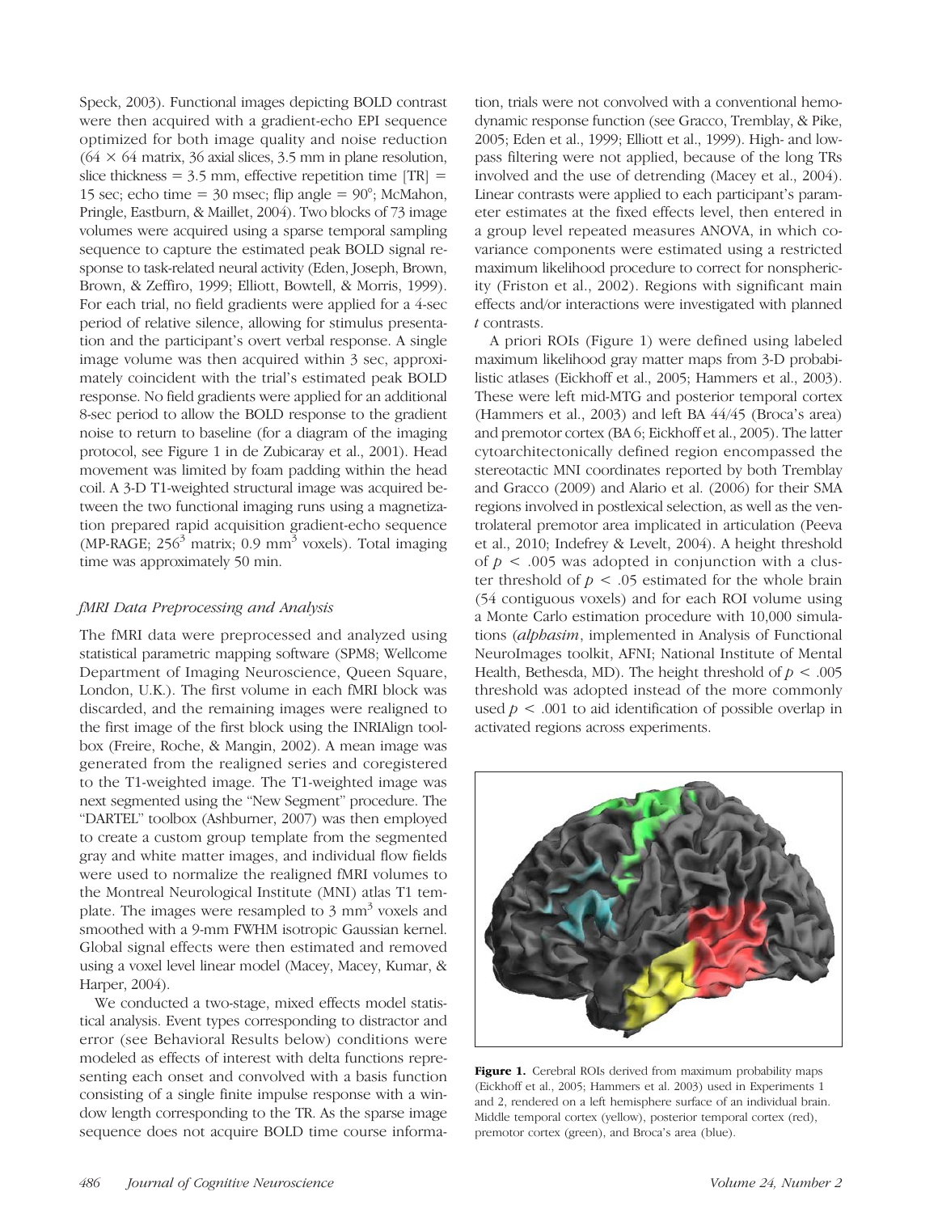Speck, 2003). Functional images depicting BOLD contrast were then acquired with a gradient-echo EPI sequence optimized for both image quality and noise reduction ($64 \times 64$ matrix, 36 axial slices, 3.5 mm in plane resolution, slice thickness = 3.5 mm, effective repetition time [TR] = 15 sec; echo time = 30 msec; flip angle = 90°; McMahon, Pringle, Eastburn, & Maillet, 2004). Two blocks of 73 image volumes were acquired using a sparse temporal sampling sequence to capture the estimated peak BOLD signal response to task-related neural activity (Eden, Joseph, Brown, Brown, & Zeffiro, 1999; Elliott, Bowtell, & Morris, 1999). For each trial, no field gradients were applied for a 4-sec period of relative silence, allowing for stimulus presentation and the participant's overt verbal response. A single image volume was then acquired within 3 sec, approximately coincident with the trial's estimated peak BOLD response. No field gradients were applied for an additional 8-sec period to allow the BOLD response to the gradient noise to return to baseline (for a diagram of the imaging protocol, see Figure 1 in de Zubicaray et al., 2001). Head movement was limited by foam padding within the head coil. A 3-D T1-weighted structural image was acquired between the two functional imaging runs using a magnetization prepared rapid acquisition gradient-echo sequence (MP-RAGE; $256^3$ matrix; 0.9 $mm^3$ voxels). Total imaging time was approximately 50 min.

### fMRI Data Preprocessing and Analysis

The fMRI data were preprocessed and analyzed using statistical parametric mapping software (SPM8; Wellcome Department of Imaging Neuroscience, Queen Square, London, U.K.). The first volume in each fMRI block was discarded, and the remaining images were realigned to the first image of the first block using the INRIAlign toolbox (Freire, Roche, & Mangin, 2002). A mean image was generated from the realigned series and coregistered to the T1-weighted image. The T1-weighted image was next segmented using the "New Segment" procedure. The "DARTEL" toolbox (Ashburner, 2007) was then employed to create a custom group template from the segmented gray and white matter images, and individual flow fields were used to normalize the realigned fMRI volumes to the Montreal Neurological Institute (MNI) atlas T1 template. The images were resampled to 3 $mm^3$ voxels and smoothed with a 9-mm FWHM isotropic Gaussian kernel. Global signal effects were then estimated and removed using a voxel level linear model (Macey, Macey, Kumar, & Harper, 2004).

We conducted a two-stage, mixed effects model statistical analysis. Event types corresponding to distractor and error (see Behavioral Results below) conditions were modeled as effects of interest with delta functions representing each onset and convolved with a basis function consisting of a single finite impulse response with a window length corresponding to the TR. As the sparse image sequence does not acquire BOLD time course information, trials were not convolved with a conventional hemodynamic response function (see Gracco, Tremblay, & Pike, 2005; Eden et al., 1999; Elliott et al., 1999). High- and low-pass filtering were not applied, because of the long TRs involved and the use of detrending (Macey et al., 2004). Linear contrasts were applied to each participant's parameter estimates at the fixed effects level, then entered in a group level repeated measures ANOVA, in which covariance components were estimated using a restricted maximum likelihood procedure to correct for nonsphericity (Friston et al., 2002). Regions with significant main effects and/or interactions were investigated with planned $t$ contrasts.

A priori ROIs (Figure 1) were defined using labeled maximum likelihood gray matter maps from 3-D probabilistic atlases (Eickhoff et al., 2005; Hammers et al., 2003). These were left mid-MTG and posterior temporal cortex (Hammers et al., 2003) and left BA 44/45 (Broca's area) and premotor cortex (BA 6; Eickhoff et al., 2005). The latter cytoarchitectonically defined region encompassed the stereotactic MNI coordinates reported by both Tremblay and Gracco (2009) and Alario et al. (2006) for their SMA regions involved in postlexical selection, as well as the ventrolateral premotor area implicated in articulation (Peeva et al., 2010; Indefrey & Levelt, 2004). A height threshold of $p < .005$ was adopted in conjunction with a cluster threshold of $p < .05$ estimated for the whole brain (54 contiguous voxels) and for each ROI volume using a Monte Carlo estimation procedure with 10,000 simulations (*alphasim*, implemented in Analysis of Functional NeuroImages toolkit, AFNI; National Institute of Mental Health, Bethesda, MD). The height threshold of $p < .005$ threshold was adopted instead of the more commonly used $p < .001$ to aid identification of possible overlap in activated regions across experiments.

**Figure 1.** Cerebral ROIs derived from maximum probability maps (Eickhoff et al., 2005; Hammers et al. 2003) used in Experiments 1 and 2, rendered on a left hemisphere surface of an individual brain. Middle temporal cortex (yellow), posterior temporal cortex (red), premotor cortex (green), and Broca's area (blue).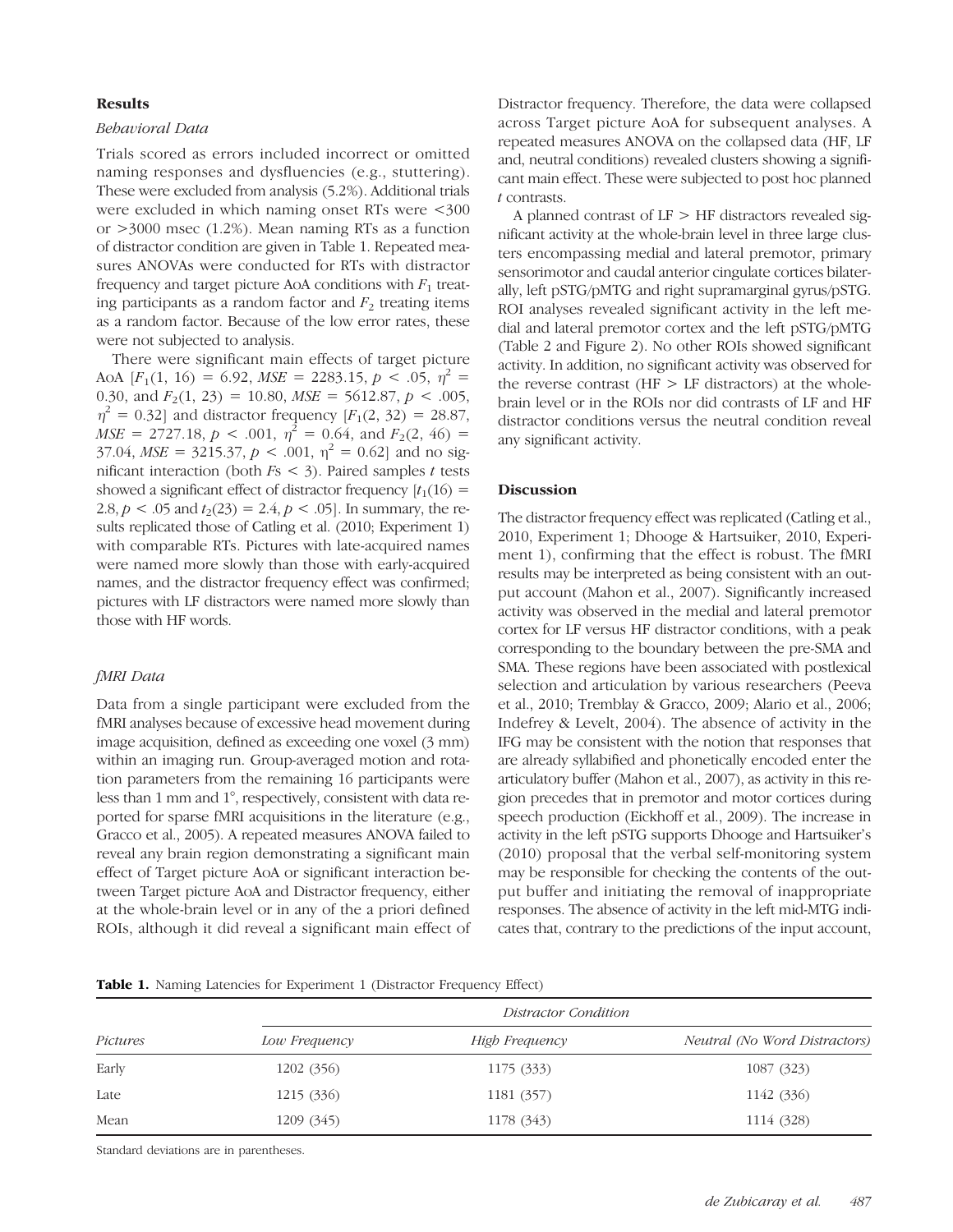## Results

### *Behavioral Data*

Trials scored as errors included incorrect or omitted naming responses and dysfluencies (e.g., stuttering). These were excluded from analysis (5.2%). Additional trials were excluded in which naming onset RTs were <300 or >3000 msec (1.2%). Mean naming RTs as a function of distractor condition are given in Table 1. Repeated measures ANOVAs were conducted for RTs with distractor frequency and target picture AoA conditions with $F_1$ treating participants as a random factor and $F_2$ treating items as a random factor. Because of the low error rates, these were not subjected to analysis.

There were significant main effects of target picture AoA [$F_1(1, 16) = 6.92$, $MSE = 2283.15$, $p < .05$, $\eta^2 = 0.30$, and $F_2(1, 23) = 10.80$, $MSE = 5612.87$, $p < .005$, $\eta^2 = 0.32$] and distractor frequency [$F_1(2, 32) = 28.87$, $MSE = 2727.18$, $p < .001$, $\eta^2 = 0.64$, and $F_2(2, 46) = 37.04$, $MSE = 3215.37$, $p < .001$, $\eta^2 = 0.62$] and no significant interaction (both $Fs < 3$). Paired samples $t$ tests showed a significant effect of distractor frequency [$t_1(16) = 2.8$, $p < .05$ and $t_2(23) = 2.4$, $p < .05$]. In summary, the results replicated those of Catling et al. (2010; Experiment 1) with comparable RTs. Pictures with late-acquired names were named more slowly than those with early-acquired names, and the distractor frequency effect was confirmed; pictures with LF distractors were named more slowly than those with HF words.

### *fMRI Data*

Data from a single participant were excluded from the fMRI analyses because of excessive head movement during image acquisition, defined as exceeding one voxel (3 mm) within an imaging run. Group-averaged motion and rotation parameters from the remaining 16 participants were less than 1 mm and 1°, respectively, consistent with data reported for sparse fMRI acquisitions in the literature (e.g., Gracco et al., 2005). A repeated measures ANOVA failed to reveal any brain region demonstrating a significant main effect of Target picture AoA or significant interaction between Target picture AoA and Distractor frequency, either at the whole-brain level or in any of the a priori defined ROIs, although it did reveal a significant main effect of Distractor frequency. Therefore, the data were collapsed across Target picture AoA for subsequent analyses. A repeated measures ANOVA on the collapsed data (HF, LF and, neutral conditions) revealed clusters showing a significant main effect. These were subjected to post hoc planned $t$ contrasts.

A planned contrast of LF > HF distractors revealed significant activity at the whole-brain level in three large clusters encompassing medial and lateral premotor, primary sensorimotor and caudal anterior cingulate cortices bilaterally, left pSTG/pMTG and right supramarginal gyrus/pSTG. ROI analyses revealed significant activity in the left medial and lateral premotor cortex and the left pSTG/pMTG (Table 2 and Figure 2). No other ROIs showed significant activity. In addition, no significant activity was observed for the reverse contrast (HF > LF distractors) at the whole-brain level or in the ROIs nor did contrasts of LF and HF distractor conditions versus the neutral condition reveal any significant activity.

## Discussion

The distractor frequency effect was replicated (Catling et al., 2010, Experiment 1; Dhooge & Hartsuiker, 2010, Experiment 1), confirming that the effect is robust. The fMRI results may be interpreted as being consistent with an output account (Mahon et al., 2007). Significantly increased activity was observed in the medial and lateral premotor cortex for LF versus HF distractor conditions, with a peak corresponding to the boundary between the pre-SMA and SMA. These regions have been associated with postlexical selection and articulation by various researchers (Peeva et al., 2010; Tremblay & Gracco, 2009; Alario et al., 2006; Indefrey & Levelt, 2004). The absence of activity in the IFG may be consistent with the notion that responses that are already syllabified and phonetically encoded enter the articulatory buffer (Mahon et al., 2007), as activity in this region precedes that in premotor and motor cortices during speech production (Eickhoff et al., 2009). The increase in activity in the left pSTG supports Dhooge and Hartsuiker's (2010) proposal that the verbal self-monitoring system may be responsible for checking the contents of the output buffer and initiating the removal of inappropriate responses. The absence of activity in the left mid-MTG indicates that, contrary to the predictions of the input account,

**Table 1.** Naming Latencies for Experiment 1 (Distractor Frequency Effect)

| *Pictures* | *Distractor Condition* | | |
|---|---|---|---|
| | *Low Frequency* | *High Frequency* | *Neutral (No Word Distractors)* |
| Early | 1202 (356) | 1175 (333) | 1087 (323) |
| Late | 1215 (336) | 1181 (357) | 1142 (336) |
| Mean | 1209 (345) | 1178 (343) | 1114 (328) |

Standard deviations are in parentheses.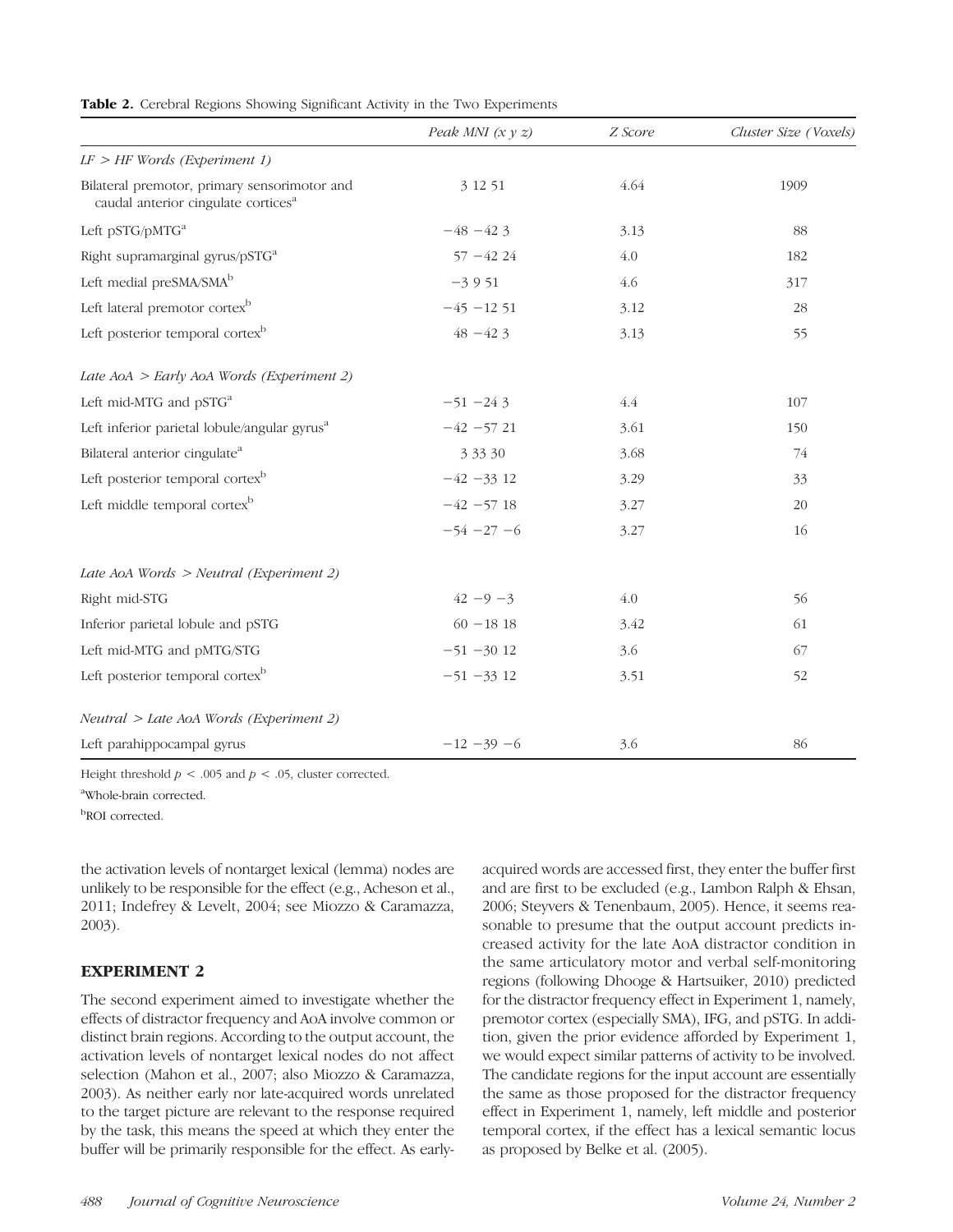**Table 2.** Cerebral Regions Showing Significant Activity in the Two Experiments

| | Peak MNI (x y z) | Z Score | Cluster Size (Voxels) |
|---|---|---|---|
| *LF > HF Words (Experiment 1)* | | | |
| Bilateral premotor, primary sensorimotor and caudal anterior cingulate cortices[a] | 3 12 51 | 4.64 | 1909 |
| Left pSTG/pMTG[a] | −48 −42 3 | 3.13 | 88 |
| Right supramarginal gyrus/pSTG[a] | 57 −42 24 | 4.0 | 182 |
| Left medial preSMA/SMA[b] | −3 9 51 | 4.6 | 317 |
| Left lateral premotor cortex[b] | −45 −12 51 | 3.12 | 28 |
| Left posterior temporal cortex[b] | 48 −42 3 | 3.13 | 55 |
| *Late AoA > Early AoA Words (Experiment 2)* | | | |
| Left mid-MTG and pSTG[a] | −51 −24 3 | 4.4 | 107 |
| Left inferior parietal lobule/angular gyrus[a] | −42 −57 21 | 3.61 | 150 |
| Bilateral anterior cingulate[a] | 3 33 30 | 3.68 | 74 |
| Left posterior temporal cortex[b] | −42 −33 12 | 3.29 | 33 |
| Left middle temporal cortex[b] | −42 −57 18 | 3.27 | 20 |
| | −54 −27 −6 | 3.27 | 16 |
| *Late AoA Words > Neutral (Experiment 2)* | | | |
| Right mid-STG | 42 −9 −3 | 4.0 | 56 |
| Inferior parietal lobule and pSTG | 60 −18 18 | 3.42 | 61 |
| Left mid-MTG and pMTG/STG | −51 −30 12 | 3.6 | 67 |
| Left posterior temporal cortex[b] | −51 −33 12 | 3.51 | 52 |
| *Neutral > Late AoA Words (Experiment 2)* | | | |
| Left parahippocampal gyrus | −12 −39 −6 | 3.6 | 86 |

Height threshold $p < .005$ and $p < .05$, cluster corrected.

[a]Whole-brain corrected.

[b]ROI corrected.

the activation levels of nontarget lexical (lemma) nodes are unlikely to be responsible for the effect (e.g., Acheson et al., 2011; Indefrey & Levelt, 2004; see Miozzo & Caramazza, 2003).

## EXPERIMENT 2

The second experiment aimed to investigate whether the effects of distractor frequency and AoA involve common or distinct brain regions. According to the output account, the activation levels of nontarget lexical nodes do not affect selection (Mahon et al., 2007; also Miozzo & Caramazza, 2003). As neither early nor late-acquired words unrelated to the target picture are relevant to the response required by the task, this means the speed at which they enter the buffer will be primarily responsible for the effect. As early-acquired words are accessed first, they enter the buffer first and are first to be excluded (e.g., Lambon Ralph & Ehsan, 2006; Steyvers & Tenenbaum, 2005). Hence, it seems reasonable to presume that the output account predicts increased activity for the late AoA distractor condition in the same articulatory motor and verbal self-monitoring regions (following Dhooge & Hartsuiker, 2010) predicted for the distractor frequency effect in Experiment 1, namely, premotor cortex (especially SMA), IFG, and pSTG. In addition, given the prior evidence afforded by Experiment 1, we would expect similar patterns of activity to be involved. The candidate regions for the input account are essentially the same as those proposed for the distractor frequency effect in Experiment 1, namely, left middle and posterior temporal cortex, if the effect has a lexical semantic locus as proposed by Belke et al. (2005).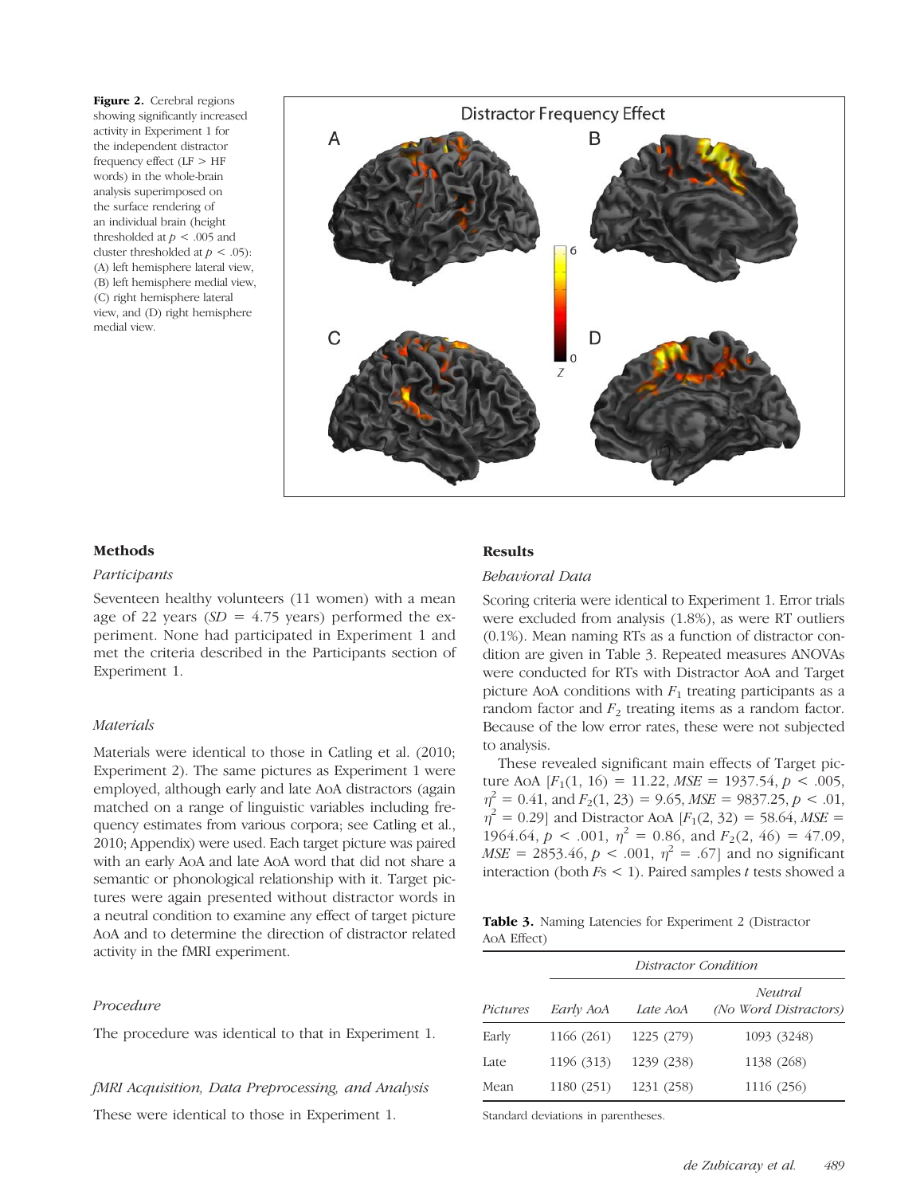**Figure 2.** Cerebral regions showing significantly increased activity in Experiment 1 for the independent distractor frequency effect (LF > HF words) in the whole-brain analysis superimposed on the surface rendering of an individual brain (height thresholded at $p < .005$ and cluster thresholded at $p < .05$): (A) left hemisphere lateral view, (B) left hemisphere medial view, (C) right hemisphere lateral view, and (D) right hemisphere medial view.

## Methods

### *Participants*

Seventeen healthy volunteers (11 women) with a mean age of 22 years ($SD$ = 4.75 years) performed the experiment. None had participated in Experiment 1 and met the criteria described in the Participants section of Experiment 1.

### *Materials*

Materials were identical to those in Catling et al. (2010; Experiment 2). The same pictures as Experiment 1 were employed, although early and late AoA distractors (again matched on a range of linguistic variables including frequency estimates from various corpora; see Catling et al., 2010; Appendix) were used. Each target picture was paired with an early AoA and late AoA word that did not share a semantic or phonological relationship with it. Target pictures were again presented without distractor words in a neutral condition to examine any effect of target picture AoA and to determine the direction of distractor related activity in the fMRI experiment.

### *Procedure*

The procedure was identical to that in Experiment 1.

### *fMRI Acquisition, Data Preprocessing, and Analysis*

These were identical to those in Experiment 1.

## Results

### *Behavioral Data*

Scoring criteria were identical to Experiment 1. Error trials were excluded from analysis (1.8%), as were RT outliers (0.1%). Mean naming RTs as a function of distractor condition are given in Table 3. Repeated measures ANOVAs were conducted for RTs with Distractor AoA and Target picture AoA conditions with $F_1$ treating participants as a random factor and $F_2$ treating items as a random factor. Because of the low error rates, these were not subjected to analysis.

These revealed significant main effects of Target picture AoA [$F_1(1, 16) = 11.22$, $MSE = 1937.54$, $p < .005$, $\eta^2 = 0.41$, and $F_2(1, 23) = 9.65$, $MSE = 9837.25$, $p < .01$, $\eta^2 = 0.29$] and Distractor AoA [$F_1(2, 32) = 58.64$, $MSE = 1964.64$, $p < .001$, $\eta^2 = 0.86$, and $F_2(2, 46) = 47.09$, $MSE = 2853.46$, $p < .001$, $\eta^2 = .67$] and no significant interaction (both $F$s < 1). Paired samples $t$ tests showed a

**Table 3.** Naming Latencies for Experiment 2 (Distractor AoA Effect)

| | *Distractor Condition* | | |
|---|---|---|---|
| *Pictures* | *Early AoA* | *Late AoA* | *Neutral (No Word Distractors)* |
| Early | 1166 (261) | 1225 (279) | 1093 (3248) |
| Late | 1196 (313) | 1239 (238) | 1138 (268) |
| Mean | 1180 (251) | 1231 (258) | 1116 (256) |

Standard deviations in parentheses.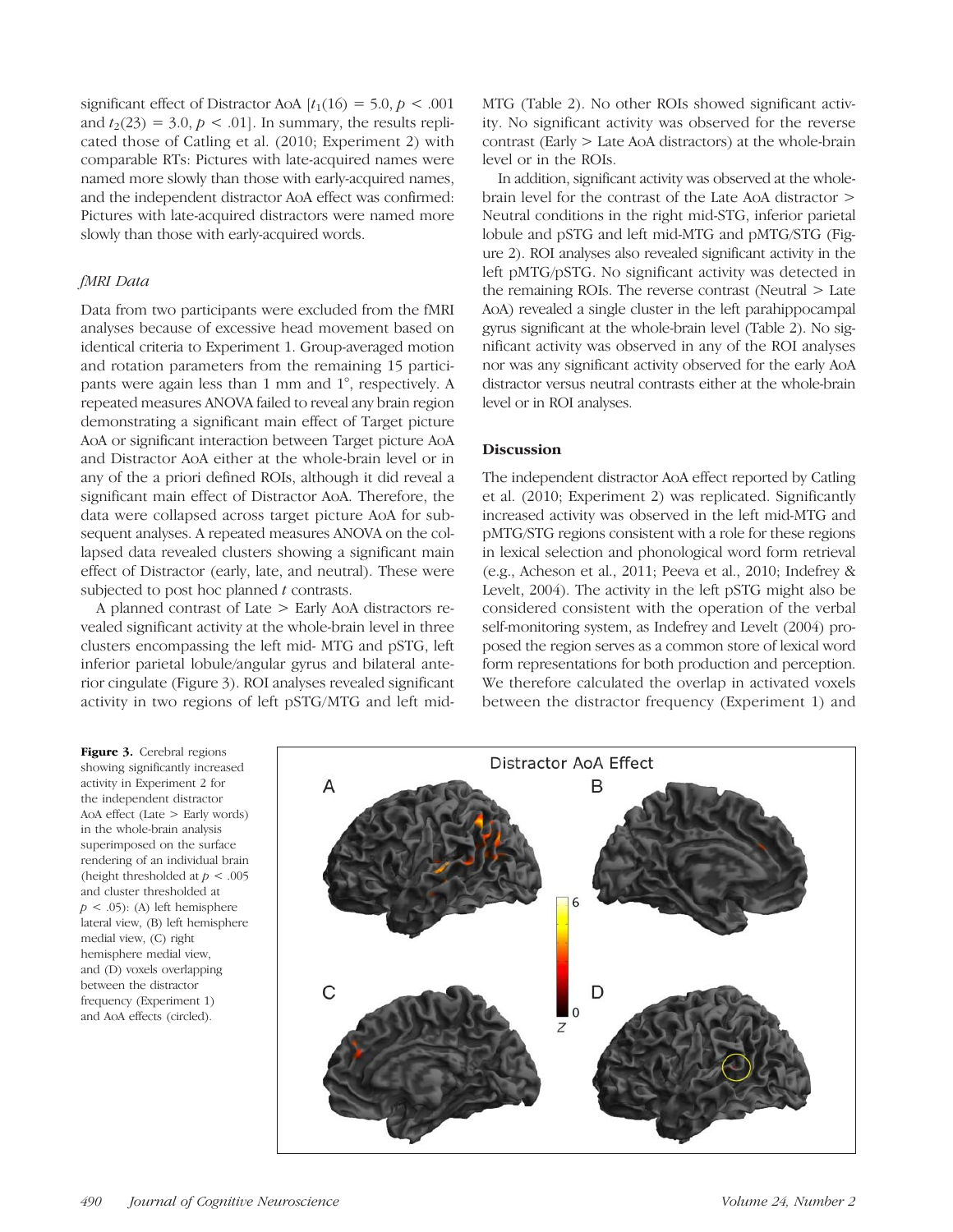significant effect of Distractor AoA [$t_1(16) = 5.0, p < .001$ and $t_2(23) = 3.0, p < .01$]. In summary, the results replicated those of Catling et al. (2010; Experiment 2) with comparable RTs: Pictures with late-acquired names were named more slowly than those with early-acquired names, and the independent distractor AoA effect was confirmed: Pictures with late-acquired distractors were named more slowly than those with early-acquired words.

### *fMRI Data*

Data from two participants were excluded from the fMRI analyses because of excessive head movement based on identical criteria to Experiment 1. Group-averaged motion and rotation parameters from the remaining 15 participants were again less than 1 mm and 1°, respectively. A repeated measures ANOVA failed to reveal any brain region demonstrating a significant main effect of Target picture AoA or significant interaction between Target picture AoA and Distractor AoA either at the whole-brain level or in any of the a priori defined ROIs, although it did reveal a significant main effect of Distractor AoA. Therefore, the data were collapsed across target picture AoA for subsequent analyses. A repeated measures ANOVA on the collapsed data revealed clusters showing a significant main effect of Distractor (early, late, and neutral). These were subjected to post hoc planned $t$ contrasts.

A planned contrast of Late > Early AoA distractors revealed significant activity at the whole-brain level in three clusters encompassing the left mid- MTG and pSTG, left inferior parietal lobule/angular gyrus and bilateral anterior cingulate (Figure 3). ROI analyses revealed significant activity in two regions of left pSTG/MTG and left mid-MTG (Table 2). No other ROIs showed significant activity. No significant activity was observed for the reverse contrast (Early > Late AoA distractors) at the whole-brain level or in the ROIs.

In addition, significant activity was observed at the whole-brain level for the contrast of the Late AoA distractor > Neutral conditions in the right mid-STG, inferior parietal lobule and pSTG and left mid-MTG and pMTG/STG (Figure 2). ROI analyses also revealed significant activity in the left pMTG/pSTG. No significant activity was detected in the remaining ROIs. The reverse contrast (Neutral > Late AoA) revealed a single cluster in the left parahippocampal gyrus significant at the whole-brain level (Table 2). No significant activity was observed in any of the ROI analyses nor was any significant activity observed for the early AoA distractor versus neutral contrasts either at the whole-brain level or in ROI analyses.

## Discussion

The independent distractor AoA effect reported by Catling et al. (2010; Experiment 2) was replicated. Significantly increased activity was observed in the left mid-MTG and pMTG/STG regions consistent with a role for these regions in lexical selection and phonological word form retrieval (e.g., Acheson et al., 2011; Peeva et al., 2010; Indefrey & Levelt, 2004). The activity in the left pSTG might also be considered consistent with the operation of the verbal self-monitoring system, as Indefrey and Levelt (2004) proposed the region serves as a common store of lexical word form representations for both production and perception. We therefore calculated the overlap in activated voxels between the distractor frequency (Experiment 1) and

**Figure 3.** Cerebral regions showing significantly increased activity in Experiment 2 for the independent distractor AoA effect (Late > Early words) in the whole-brain analysis superimposed on the surface rendering of an individual brain (height thresholded at $p < .005$ and cluster thresholded at $p < .05$): (A) left hemisphere lateral view, (B) left hemisphere medial view, (C) right hemisphere medial view, and (D) voxels overlapping between the distractor frequency (Experiment 1) and AoA effects (circled).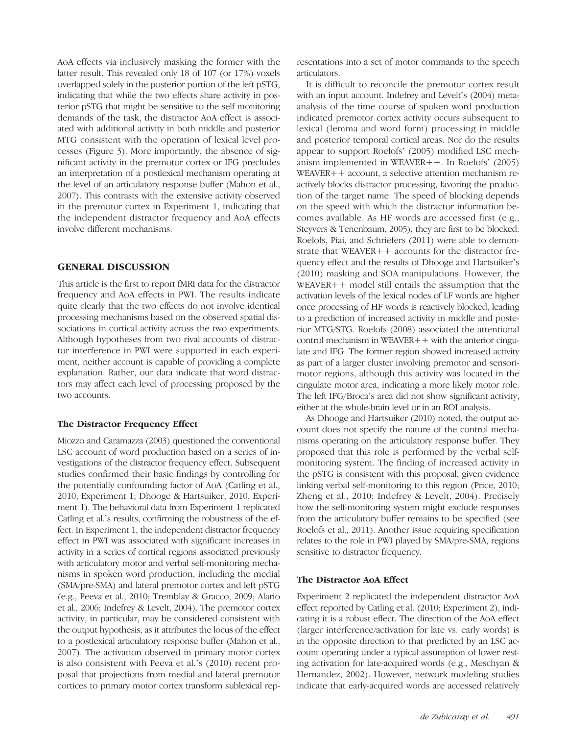AoA effects via inclusively masking the former with the latter result. This revealed only 18 of 107 (or 17%) voxels overlapped solely in the posterior portion of the left pSTG, indicating that while the two effects share activity in posterior pSTG that might be sensitive to the self monitoring demands of the task, the distractor AoA effect is associated with additional activity in both middle and posterior MTG consistent with the operation of lexical level processes (Figure 3). More importantly, the absence of significant activity in the premotor cortex or IFG precludes an interpretation of a postlexical mechanism operating at the level of an articulatory response buffer (Mahon et al., 2007). This contrasts with the extensive activity observed in the premotor cortex in Experiment 1, indicating that the independent distractor frequency and AoA effects involve different mechanisms.

## GENERAL DISCUSSION

This article is the first to report fMRI data for the distractor frequency and AoA effects in PWI. The results indicate quite clearly that the two effects do not involve identical processing mechanisms based on the observed spatial dissociations in cortical activity across the two experiments. Although hypotheses from two rival accounts of distractor interference in PWI were supported in each experiment, neither account is capable of providing a complete explanation. Rather, our data indicate that word distractors may affect each level of processing proposed by the two accounts.

### The Distractor Frequency Effect

Miozzo and Caramazza (2003) questioned the conventional LSC account of word production based on a series of investigations of the distractor frequency effect. Subsequent studies confirmed their basic findings by controlling for the potentially confounding factor of AoA (Catling et al., 2010, Experiment 1; Dhooge & Hartsuiker, 2010, Experiment 1). The behavioral data from Experiment 1 replicated Catling et al.'s results, confirming the robustness of the effect. In Experiment 1, the independent distractor frequency effect in PWI was associated with significant increases in activity in a series of cortical regions associated previously with articulatory motor and verbal self-monitoring mechanisms in spoken word production, including the medial (SMA/pre-SMA) and lateral premotor cortex and left pSTG (e.g., Peeva et al., 2010; Tremblay & Gracco, 2009; Alario et al., 2006; Indefrey & Levelt, 2004). The premotor cortex activity, in particular, may be considered consistent with the output hypothesis, as it attributes the locus of the effect to a postlexical articulatory response buffer (Mahon et al., 2007). The activation observed in primary motor cortex is also consistent with Peeva et al.'s (2010) recent proposal that projections from medial and lateral premotor cortices to primary motor cortex transform sublexical representations into a set of motor commands to the speech articulators.

It is difficult to reconcile the premotor cortex result with an input account. Indefrey and Levelt's (2004) meta-analysis of the time course of spoken word production indicated premotor cortex activity occurs subsequent to lexical (lemma and word form) processing in middle and posterior temporal cortical areas. Nor do the results appear to support Roelofs' (2005) modified LSC mechanism implemented in WEAVER++. In Roelofs' (2005) WEAVER++ account, a selective attention mechanism reactively blocks distractor processing, favoring the production of the target name. The speed of blocking depends on the speed with which the distractor information becomes available. As HF words are accessed first (e.g., Steyvers & Tenenbaum, 2005), they are first to be blocked. Roelofs, Piai, and Schriefers (2011) were able to demonstrate that WEAVER++ accounts for the distractor frequency effect and the results of Dhooge and Hartsuiker's (2010) masking and SOA manipulations. However, the WEAVER++ model still entails the assumption that the activation levels of the lexical nodes of LF words are higher once processing of HF words is reactively blocked, leading to a prediction of increased activity in middle and posterior MTG/STG. Roelofs (2008) associated the attentional control mechanism in WEAVER++ with the anterior cingulate and IFG. The former region showed increased activity as part of a larger cluster involving premotor and sensorimotor regions, although this activity was located in the cingulate motor area, indicating a more likely motor role. The left IFG/Broca's area did not show significant activity, either at the whole-brain level or in an ROI analysis.

As Dhooge and Hartsuiker (2010) noted, the output account does not specify the nature of the control mechanisms operating on the articulatory response buffer. They proposed that this role is performed by the verbal self-monitoring system. The finding of increased activity in the pSTG is consistent with this proposal, given evidence linking verbal self-monitoring to this region (Price, 2010; Zheng et al., 2010; Indefrey & Levelt, 2004). Precisely how the self-monitoring system might exclude responses from the articulatory buffer remains to be specified (see Roelofs et al., 2011). Another issue requiring specification relates to the role in PWI played by SMA/pre-SMA, regions sensitive to distractor frequency.

### The Distractor AoA Effect

Experiment 2 replicated the independent distractor AoA effect reported by Catling et al. (2010; Experiment 2), indicating it is a robust effect. The direction of the AoA effect (larger interference/activation for late vs. early words) is in the opposite direction to that predicted by an LSC account operating under a typical assumption of lower resting activation for late-acquired words (e.g., Meschyan & Hernandez, 2002). However, network modeling studies indicate that early-acquired words are accessed relatively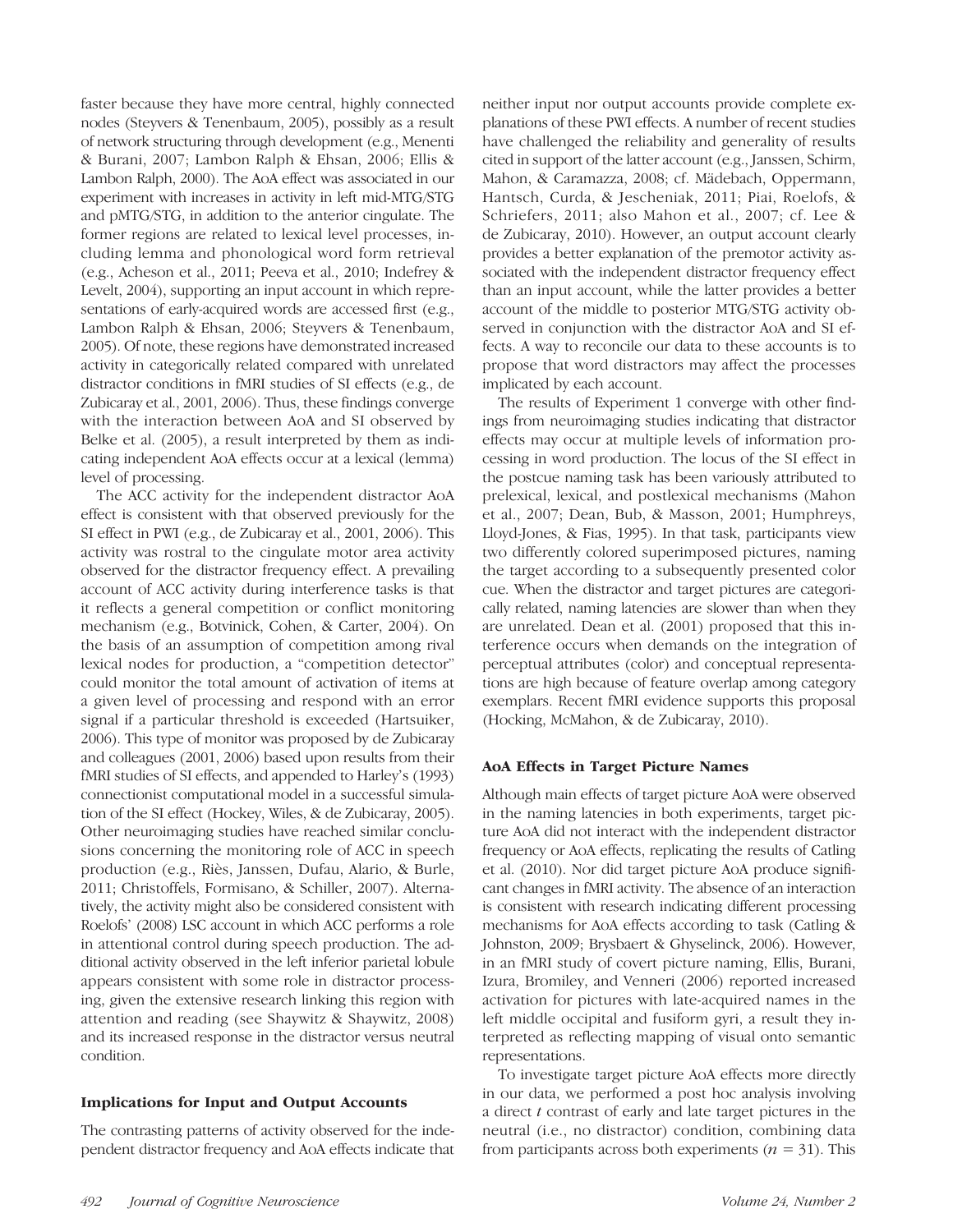faster because they have more central, highly connected nodes (Steyvers & Tenenbaum, 2005), possibly as a result of network structuring through development (e.g., Menenti & Burani, 2007; Lambon Ralph & Ehsan, 2006; Ellis & Lambon Ralph, 2000). The AoA effect was associated in our experiment with increases in activity in left mid-MTG/STG and pMTG/STG, in addition to the anterior cingulate. The former regions are related to lexical level processes, including lemma and phonological word form retrieval (e.g., Acheson et al., 2011; Peeva et al., 2010; Indefrey & Levelt, 2004), supporting an input account in which representations of early-acquired words are accessed first (e.g., Lambon Ralph & Ehsan, 2006; Steyvers & Tenenbaum, 2005). Of note, these regions have demonstrated increased activity in categorically related compared with unrelated distractor conditions in fMRI studies of SI effects (e.g., de Zubicaray et al., 2001, 2006). Thus, these findings converge with the interaction between AoA and SI observed by Belke et al. (2005), a result interpreted by them as indicating independent AoA effects occur at a lexical (lemma) level of processing.

The ACC activity for the independent distractor AoA effect is consistent with that observed previously for the SI effect in PWI (e.g., de Zubicaray et al., 2001, 2006). This activity was rostral to the cingulate motor area activity observed for the distractor frequency effect. A prevailing account of ACC activity during interference tasks is that it reflects a general competition or conflict monitoring mechanism (e.g., Botvinick, Cohen, & Carter, 2004). On the basis of an assumption of competition among rival lexical nodes for production, a "competition detector" could monitor the total amount of activation of items at a given level of processing and respond with an error signal if a particular threshold is exceeded (Hartsuiker, 2006). This type of monitor was proposed by de Zubicaray and colleagues (2001, 2006) based upon results from their fMRI studies of SI effects, and appended to Harley's (1993) connectionist computational model in a successful simulation of the SI effect (Hockey, Wiles, & de Zubicaray, 2005). Other neuroimaging studies have reached similar conclusions concerning the monitoring role of ACC in speech production (e.g., Riès, Janssen, Dufau, Alario, & Burle, 2011; Christoffels, Formisano, & Schiller, 2007). Alternatively, the activity might also be considered consistent with Roelofs' (2008) LSC account in which ACC performs a role in attentional control during speech production. The additional activity observed in the left inferior parietal lobule appears consistent with some role in distractor processing, given the extensive research linking this region with attention and reading (see Shaywitz & Shaywitz, 2008) and its increased response in the distractor versus neutral condition.

### Implications for Input and Output Accounts

The contrasting patterns of activity observed for the independent distractor frequency and AoA effects indicate that neither input nor output accounts provide complete explanations of these PWI effects. A number of recent studies have challenged the reliability and generality of results cited in support of the latter account (e.g., Janssen, Schirm, Mahon, & Caramazza, 2008; cf. Mädebach, Oppermann, Hantsch, Curda, & Jescheniak, 2011; Piai, Roelofs, & Schriefers, 2011; also Mahon et al., 2007; cf. Lee & de Zubicaray, 2010). However, an output account clearly provides a better explanation of the premotor activity associated with the independent distractor frequency effect than an input account, while the latter provides a better account of the middle to posterior MTG/STG activity observed in conjunction with the distractor AoA and SI effects. A way to reconcile our data to these accounts is to propose that word distractors may affect the processes implicated by each account.

The results of Experiment 1 converge with other findings from neuroimaging studies indicating that distractor effects may occur at multiple levels of information processing in word production. The locus of the SI effect in the postcue naming task has been variously attributed to prelexical, lexical, and postlexical mechanisms (Mahon et al., 2007; Dean, Bub, & Masson, 2001; Humphreys, Lloyd-Jones, & Fias, 1995). In that task, participants view two differently colored superimposed pictures, naming the target according to a subsequently presented color cue. When the distractor and target pictures are categorically related, naming latencies are slower than when they are unrelated. Dean et al. (2001) proposed that this interference occurs when demands on the integration of perceptual attributes (color) and conceptual representations are high because of feature overlap among category exemplars. Recent fMRI evidence supports this proposal (Hocking, McMahon, & de Zubicaray, 2010).

### AoA Effects in Target Picture Names

Although main effects of target picture AoA were observed in the naming latencies in both experiments, target picture AoA did not interact with the independent distractor frequency or AoA effects, replicating the results of Catling et al. (2010). Nor did target picture AoA produce significant changes in fMRI activity. The absence of an interaction is consistent with research indicating different processing mechanisms for AoA effects according to task (Catling & Johnston, 2009; Brysbaert & Ghyselinck, 2006). However, in an fMRI study of covert picture naming, Ellis, Burani, Izura, Bromiley, and Venneri (2006) reported increased activation for pictures with late-acquired names in the left middle occipital and fusiform gyri, a result they interpreted as reflecting mapping of visual onto semantic representations.

To investigate target picture AoA effects more directly in our data, we performed a post hoc analysis involving a direct $t$ contrast of early and late target pictures in the neutral (i.e., no distractor) condition, combining data from participants across both experiments ($n = 31$). This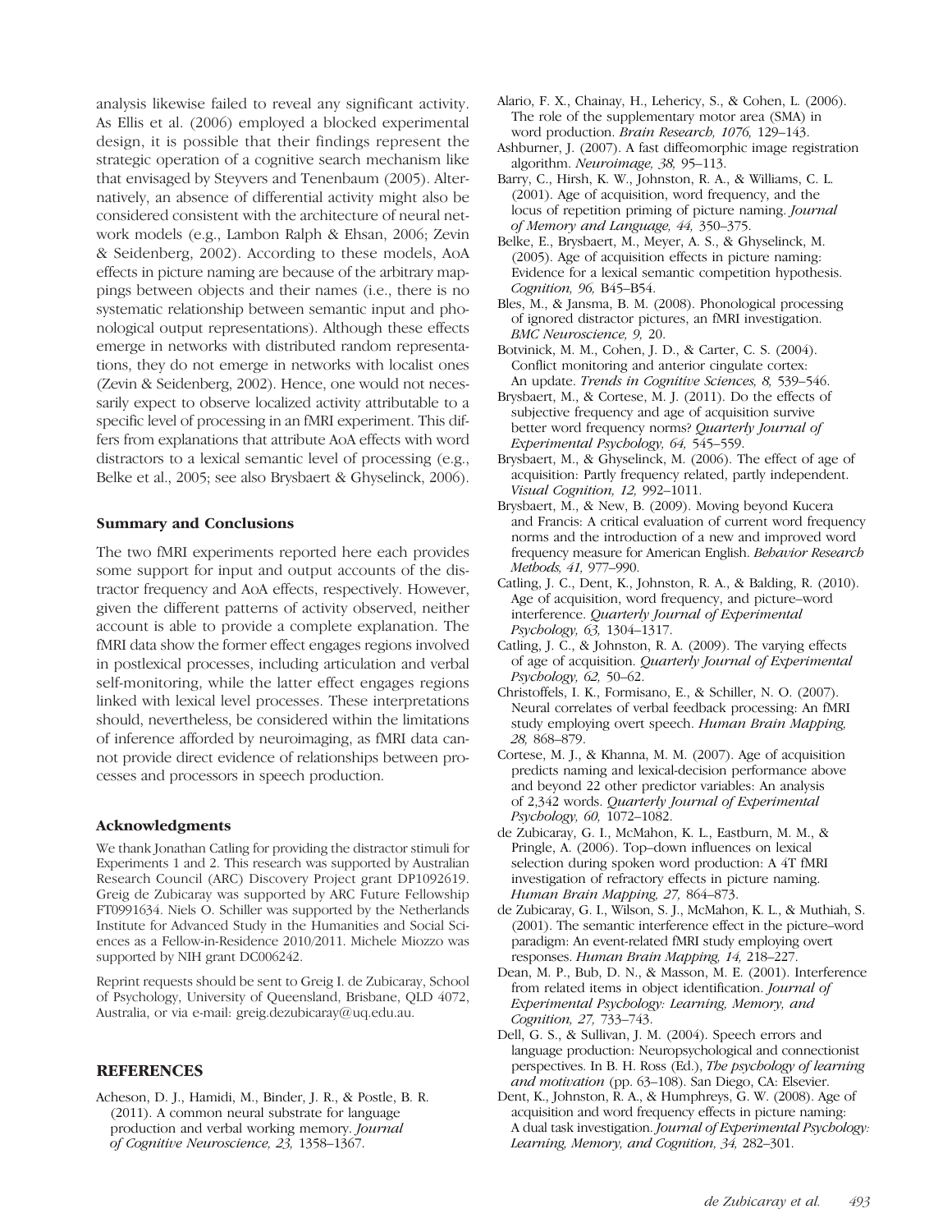analysis likewise failed to reveal any significant activity. As Ellis et al. (2006) employed a blocked experimental design, it is possible that their findings represent the strategic operation of a cognitive search mechanism like that envisaged by Steyvers and Tenenbaum (2005). Alternatively, an absence of differential activity might also be considered consistent with the architecture of neural network models (e.g., Lambon Ralph & Ehsan, 2006; Zevin & Seidenberg, 2002). According to these models, AoA effects in picture naming are because of the arbitrary mappings between objects and their names (i.e., there is no systematic relationship between semantic input and phonological output representations). Although these effects emerge in networks with distributed random representations, they do not emerge in networks with localist ones (Zevin & Seidenberg, 2002). Hence, one would not necessarily expect to observe localized activity attributable to a specific level of processing in an fMRI experiment. This differs from explanations that attribute AoA effects with word distractors to a lexical semantic level of processing (e.g., Belke et al., 2005; see also Brysbaert & Ghyselinck, 2006).

### Summary and Conclusions

The two fMRI experiments reported here each provides some support for input and output accounts of the distractor frequency and AoA effects, respectively. However, given the different patterns of activity observed, neither account is able to provide a complete explanation. The fMRI data show the former effect engages regions involved in postlexical processes, including articulation and verbal self-monitoring, while the latter effect engages regions linked with lexical level processes. These interpretations should, nevertheless, be considered within the limitations of inference afforded by neuroimaging, as fMRI data cannot provide direct evidence of relationships between processes and processors in speech production.

### Acknowledgments

We thank Jonathan Catling for providing the distractor stimuli for Experiments 1 and 2. This research was supported by Australian Research Council (ARC) Discovery Project grant DP1092619. Greig de Zubicaray was supported by ARC Future Fellowship FT0991634. Niels O. Schiller was supported by the Netherlands Institute for Advanced Study in the Humanities and Social Sciences as a Fellow-in-Residence 2010/2011. Michele Miozzo was supported by NIH grant DC006242.

Reprint requests should be sent to Greig I. de Zubicaray, School of Psychology, University of Queensland, Brisbane, QLD 4072, Australia, or via e-mail: greig.dezubicaray@uq.edu.au.

## REFERENCES

Acheson, D. J., Hamidi, M., Binder, J. R., & Postle, B. R. (2011). A common neural substrate for language production and verbal working memory. *Journal of Cognitive Neuroscience, 23,* 1358–1367.

Alario, F. X., Chainay, H., Lehericy, S., & Cohen, L. (2006). The role of the supplementary motor area (SMA) in word production. *Brain Research, 1076,* 129–143.

Ashburner, J. (2007). A fast diffeomorphic image registration algorithm. *Neuroimage, 38,* 95–113.

Barry, C., Hirsh, K. W., Johnston, R. A., & Williams, C. L. (2001). Age of acquisition, word frequency, and the locus of repetition priming of picture naming. *Journal of Memory and Language, 44,* 350–375.

Belke, E., Brysbaert, M., Meyer, A. S., & Ghyselinck, M. (2005). Age of acquisition effects in picture naming: Evidence for a lexical semantic competition hypothesis. *Cognition, 96,* B45–B54.

Bles, M., & Jansma, B. M. (2008). Phonological processing of ignored distractor pictures, an fMRI investigation. *BMC Neuroscience, 9,* 20.

Botvinick, M. M., Cohen, J. D., & Carter, C. S. (2004). Conflict monitoring and anterior cingulate cortex: An update. *Trends in Cognitive Sciences, 8,* 539–546.

Brysbaert, M., & Cortese, M. J. (2011). Do the effects of subjective frequency and age of acquisition survive better word frequency norms? *Quarterly Journal of Experimental Psychology, 64,* 545–559.

Brysbaert, M., & Ghyselinck, M. (2006). The effect of age of acquisition: Partly frequency related, partly independent. *Visual Cognition, 12,* 992–1011.

Brysbaert, M., & New, B. (2009). Moving beyond Kucera and Francis: A critical evaluation of current word frequency norms and the introduction of a new and improved word frequency measure for American English. *Behavior Research Methods, 41,* 977–990.

Catling, J. C., Dent, K., Johnston, R. A., & Balding, R. (2010). Age of acquisition, word frequency, and picture–word interference. *Quarterly Journal of Experimental Psychology, 63,* 1304–1317.

Catling, J. C., & Johnston, R. A. (2009). The varying effects of age of acquisition. *Quarterly Journal of Experimental Psychology, 62,* 50–62.

Christoffels, I. K., Formisano, E., & Schiller, N. O. (2007). Neural correlates of verbal feedback processing: An fMRI study employing overt speech. *Human Brain Mapping, 28,* 868–879.

Cortese, M. J., & Khanna, M. M. (2007). Age of acquisition predicts naming and lexical-decision performance above and beyond 22 other predictor variables: An analysis of 2,342 words. *Quarterly Journal of Experimental Psychology, 60,* 1072–1082.

de Zubicaray, G. I., McMahon, K. L., Eastburn, M. M., & Pringle, A. (2006). Top–down influences on lexical selection during spoken word production: A 4T fMRI investigation of refractory effects in picture naming. *Human Brain Mapping, 27,* 864–873.

de Zubicaray, G. I., Wilson, S. J., McMahon, K. L., & Muthiah, S. (2001). The semantic interference effect in the picture–word paradigm: An event-related fMRI study employing overt responses. *Human Brain Mapping, 14,* 218–227.

Dean, M. P., Bub, D. N., & Masson, M. E. (2001). Interference from related items in object identification. *Journal of Experimental Psychology: Learning, Memory, and Cognition, 27,* 733–743.

Dell, G. S., & Sullivan, J. M. (2004). Speech errors and language production: Neuropsychological and connectionist perspectives. In B. H. Ross (Ed.), *The psychology of learning and motivation* (pp. 63–108). San Diego, CA: Elsevier.

Dent, K., Johnston, R. A., & Humphreys, G. W. (2008). Age of acquisition and word frequency effects in picture naming: A dual task investigation. *Journal of Experimental Psychology: Learning, Memory, and Cognition, 34,* 282–301.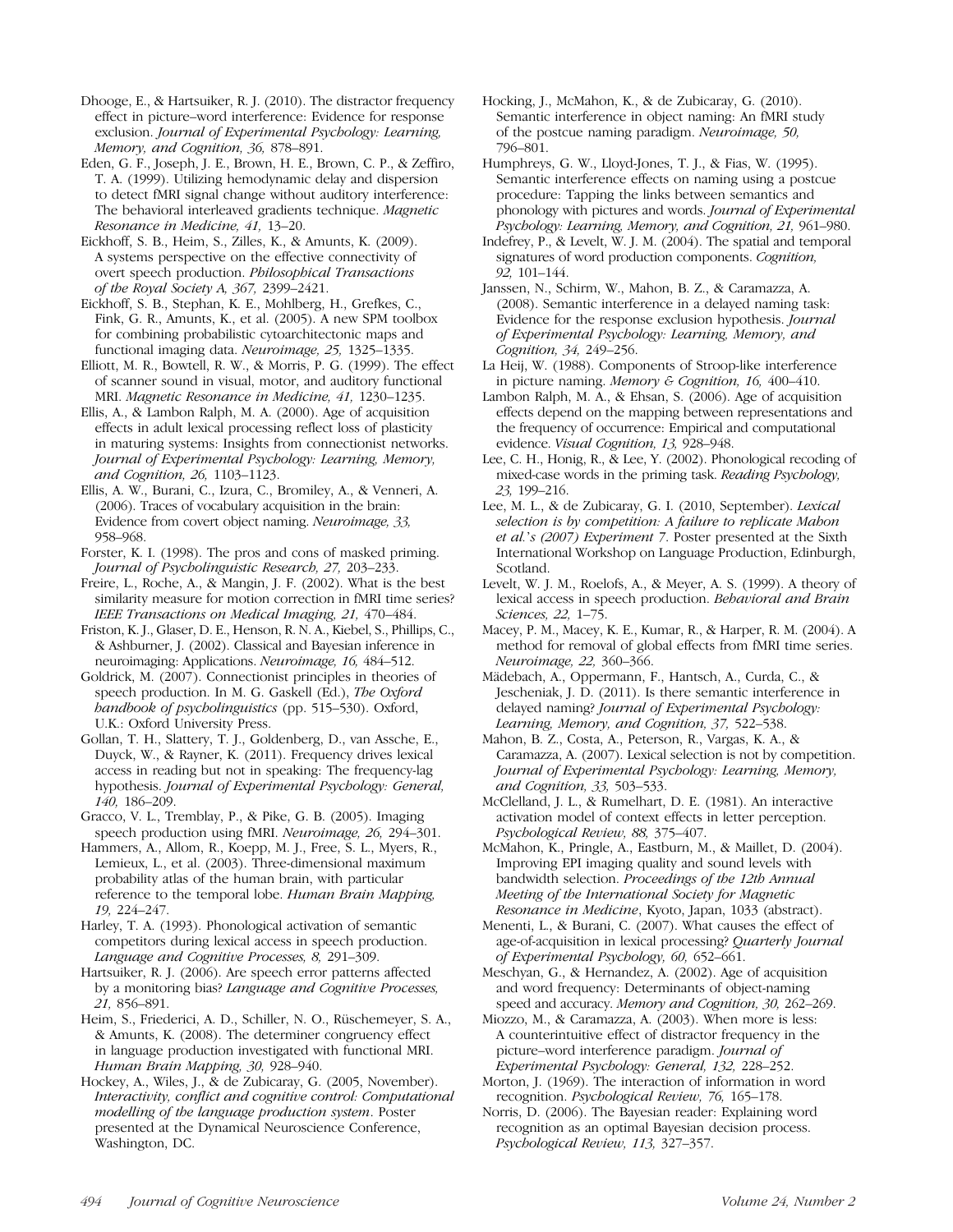Dhooge, E., & Hartsuiker, R. J. (2010). The distractor frequency effect in picture–word interference: Evidence for response exclusion. *Journal of Experimental Psychology: Learning, Memory, and Cognition, 36,* 878–891.

Eden, G. F., Joseph, J. E., Brown, H. E., Brown, C. P., & Zeffiro, T. A. (1999). Utilizing hemodynamic delay and dispersion to detect fMRI signal change without auditory interference: The behavioral interleaved gradients technique. *Magnetic Resonance in Medicine, 41,* 13–20.

Eickhoff, S. B., Heim, S., Zilles, K., & Amunts, K. (2009). A systems perspective on the effective connectivity of overt speech production. *Philosophical Transactions of the Royal Society A, 367,* 2399–2421.

Eickhoff, S. B., Stephan, K. E., Mohlberg, H., Grefkes, C., Fink, G. R., Amunts, K., et al. (2005). A new SPM toolbox for combining probabilistic cytoarchitectonic maps and functional imaging data. *Neuroimage, 25,* 1325–1335.

Elliott, M. R., Bowtell, R. W., & Morris, P. G. (1999). The effect of scanner sound in visual, motor, and auditory functional MRI. *Magnetic Resonance in Medicine, 41,* 1230–1235.

Ellis, A., & Lambon Ralph, M. A. (2000). Age of acquisition effects in adult lexical processing reflect loss of plasticity in maturing systems: Insights from connectionist networks. *Journal of Experimental Psychology: Learning, Memory, and Cognition, 26,* 1103–1123.

Ellis, A. W., Burani, C., Izura, C., Bromiley, A., & Venneri, A. (2006). Traces of vocabulary acquisition in the brain: Evidence from covert object naming. *Neuroimage, 33,* 958–968.

Forster, K. I. (1998). The pros and cons of masked priming. *Journal of Psycholinguistic Research, 27,* 203–233.

Freire, L., Roche, A., & Mangin, J. F. (2002). What is the best similarity measure for motion correction in fMRI time series? *IEEE Transactions on Medical Imaging, 21,* 470–484.

Friston, K. J., Glaser, D. E., Henson, R. N. A., Kiebel, S., Phillips, C., & Ashburner, J. (2002). Classical and Bayesian inference in neuroimaging: Applications. *Neuroimage, 16,* 484–512.

Goldrick, M. (2007). Connectionist principles in theories of speech production. In M. G. Gaskell (Ed.), *The Oxford handbook of psycholinguistics* (pp. 515–530). Oxford, U.K.: Oxford University Press.

Gollan, T. H., Slattery, T. J., Goldenberg, D., van Assche, E., Duyck, W., & Rayner, K. (2011). Frequency drives lexical access in reading but not in speaking: The frequency-lag hypothesis. *Journal of Experimental Psychology: General, 140,* 186–209.

Gracco, V. L., Tremblay, P., & Pike, G. B. (2005). Imaging speech production using fMRI. *Neuroimage, 26,* 294–301.

Hammers, A., Allom, R., Koepp, M. J., Free, S. L., Myers, R., Lemieux, L., et al. (2003). Three-dimensional maximum probability atlas of the human brain, with particular reference to the temporal lobe. *Human Brain Mapping, 19,* 224–247.

Harley, T. A. (1993). Phonological activation of semantic competitors during lexical access in speech production. *Language and Cognitive Processes, 8,* 291–309.

Hartsuiker, R. J. (2006). Are speech error patterns affected by a monitoring bias? *Language and Cognitive Processes, 21,* 856–891.

Heim, S., Friederici, A. D., Schiller, N. O., Rüschemeyer, S. A., & Amunts, K. (2008). The determiner congruency effect in language production investigated with functional MRI. *Human Brain Mapping, 30,* 928–940.

Hockey, A., Wiles, J., & de Zubicaray, G. (2005, November). *Interactivity, conflict and cognitive control: Computational modelling of the language production system*. Poster presented at the Dynamical Neuroscience Conference, Washington, DC.

Hocking, J., McMahon, K., & de Zubicaray, G. (2010). Semantic interference in object naming: An fMRI study of the postcue naming paradigm. *Neuroimage, 50,* 796–801.

Humphreys, G. W., Lloyd-Jones, T. J., & Fias, W. (1995). Semantic interference effects on naming using a postcue procedure: Tapping the links between semantics and phonology with pictures and words. *Journal of Experimental Psychology: Learning, Memory, and Cognition, 21,* 961–980.

Indefrey, P., & Levelt, W. J. M. (2004). The spatial and temporal signatures of word production components. *Cognition, 92,* 101–144.

Janssen, N., Schirm, W., Mahon, B. Z., & Caramazza, A. (2008). Semantic interference in a delayed naming task: Evidence for the response exclusion hypothesis. *Journal of Experimental Psychology: Learning, Memory, and Cognition, 34,* 249–256.

La Heij, W. (1988). Components of Stroop-like interference in picture naming. *Memory & Cognition, 16,* 400–410.

Lambon Ralph, M. A., & Ehsan, S. (2006). Age of acquisition effects depend on the mapping between representations and the frequency of occurrence: Empirical and computational evidence. *Visual Cognition, 13,* 928–948.

Lee, C. H., Honig, R., & Lee, Y. (2002). Phonological recoding of mixed-case words in the priming task. *Reading Psychology, 23,* 199–216.

Lee, M. L., & de Zubicaray, G. I. (2010, September). *Lexical selection is by competition: A failure to replicate Mahon et al.'s (2007) Experiment 7*. Poster presented at the Sixth International Workshop on Language Production, Edinburgh, Scotland.

Levelt, W. J. M., Roelofs, A., & Meyer, A. S. (1999). A theory of lexical access in speech production. *Behavioral and Brain Sciences, 22,* 1–75.

Macey, P. M., Macey, K. E., Kumar, R., & Harper, R. M. (2004). A method for removal of global effects from fMRI time series. *Neuroimage, 22,* 360–366.

Mädebach, A., Oppermann, F., Hantsch, A., Curda, C., & Jescheniak, J. D. (2011). Is there semantic interference in delayed naming? *Journal of Experimental Psychology: Learning, Memory, and Cognition, 37,* 522–538.

Mahon, B. Z., Costa, A., Peterson, R., Vargas, K. A., & Caramazza, A. (2007). Lexical selection is not by competition. *Journal of Experimental Psychology: Learning, Memory, and Cognition, 33,* 503–533.

McClelland, J. L., & Rumelhart, D. E. (1981). An interactive activation model of context effects in letter perception. *Psychological Review, 88,* 375–407.

McMahon, K., Pringle, A., Eastburn, M., & Maillet, D. (2004). Improving EPI imaging quality and sound levels with bandwidth selection. *Proceedings of the 12th Annual Meeting of the International Society for Magnetic Resonance in Medicine*, Kyoto, Japan, 1033 (abstract).

Menenti, L., & Burani, C. (2007). What causes the effect of age-of-acquisition in lexical processing? *Quarterly Journal of Experimental Psychology, 60,* 652–661.

Meschyan, G., & Hernandez, A. (2002). Age of acquisition and word frequency: Determinants of object-naming speed and accuracy. *Memory and Cognition, 30,* 262–269.

Miozzo, M., & Caramazza, A. (2003). When more is less: A counterintuitive effect of distractor frequency in the picture–word interference paradigm. *Journal of Experimental Psychology: General, 132,* 228–252.

Morton, J. (1969). The interaction of information in word recognition. *Psychological Review, 76,* 165–178.

Norris, D. (2006). The Bayesian reader: Explaining word recognition as an optimal Bayesian decision process. *Psychological Review, 113,* 327–357.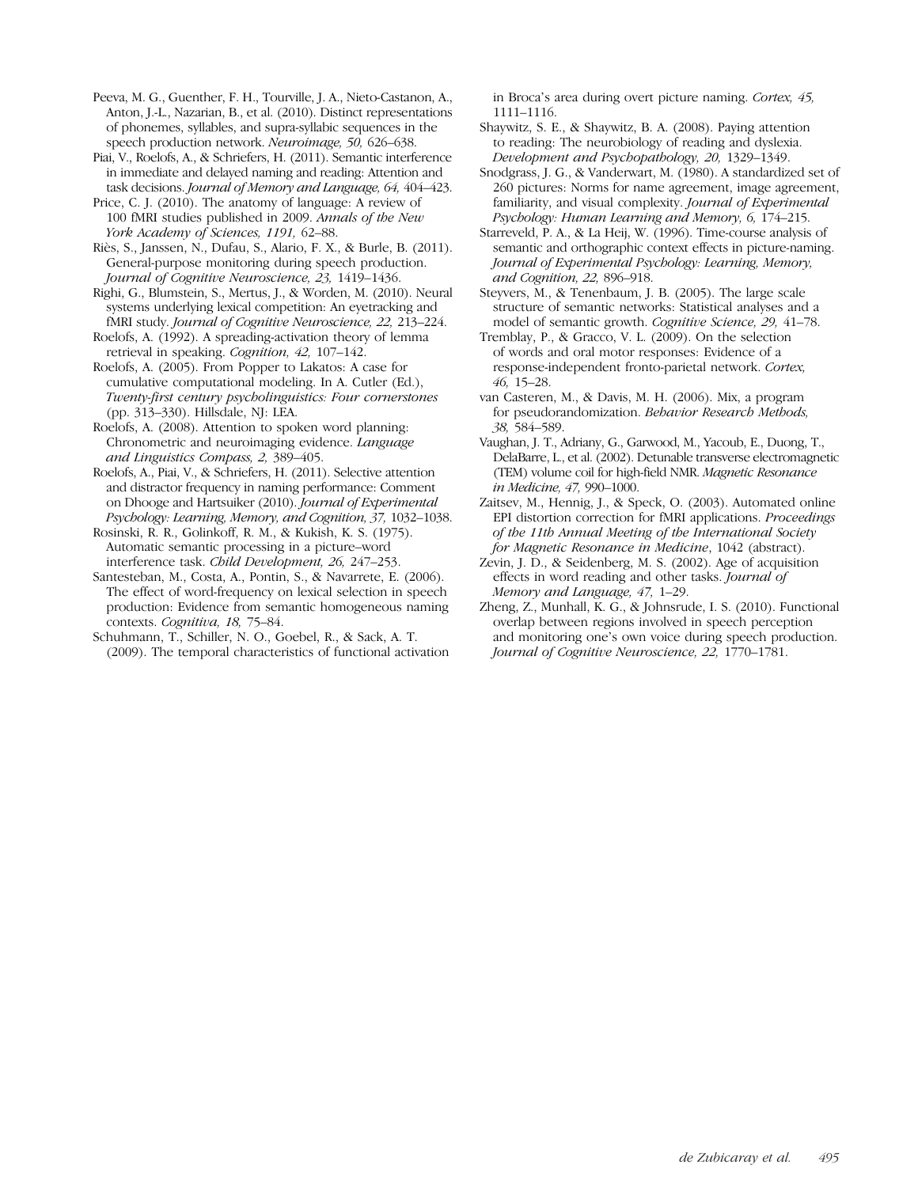Peeva, M. G., Guenther, F. H., Tourville, J. A., Nieto-Castanon, A., Anton, J.-L., Nazarian, B., et al. (2010). Distinct representations of phonemes, syllables, and supra-syllabic sequences in the speech production network. *Neuroimage, 50,* 626–638.

Piai, V., Roelofs, A., & Schriefers, H. (2011). Semantic interference in immediate and delayed naming and reading: Attention and task decisions. *Journal of Memory and Language, 64,* 404–423.

Price, C. J. (2010). The anatomy of language: A review of 100 fMRI studies published in 2009. *Annals of the New York Academy of Sciences, 1191,* 62–88.

Riès, S., Janssen, N., Dufau, S., Alario, F. X., & Burle, B. (2011). General-purpose monitoring during speech production. *Journal of Cognitive Neuroscience, 23,* 1419–1436.

Righi, G., Blumstein, S., Mertus, J., & Worden, M. (2010). Neural systems underlying lexical competition: An eyetracking and fMRI study. *Journal of Cognitive Neuroscience, 22,* 213–224.

Roelofs, A. (1992). A spreading-activation theory of lemma retrieval in speaking. *Cognition, 42,* 107–142.

Roelofs, A. (2005). From Popper to Lakatos: A case for cumulative computational modeling. In A. Cutler (Ed.), *Twenty-first century psycholinguistics: Four cornerstones* (pp. 313–330). Hillsdale, NJ: LEA.

Roelofs, A. (2008). Attention to spoken word planning: Chronometric and neuroimaging evidence. *Language and Linguistics Compass, 2,* 389–405.

Roelofs, A., Piai, V., & Schriefers, H. (2011). Selective attention and distractor frequency in naming performance: Comment on Dhooge and Hartsuiker (2010). *Journal of Experimental Psychology: Learning, Memory, and Cognition, 37,* 1032–1038.

Rosinski, R. R., Golinkoff, R. M., & Kukish, K. S. (1975). Automatic semantic processing in a picture–word interference task. *Child Development, 26,* 247–253.

Santesteban, M., Costa, A., Pontin, S., & Navarrete, E. (2006). The effect of word-frequency on lexical selection in speech production: Evidence from semantic homogeneous naming contexts. *Cognitiva, 18,* 75–84.

Schuhmann, T., Schiller, N. O., Goebel, R., & Sack, A. T. (2009). The temporal characteristics of functional activation in Broca's area during overt picture naming. *Cortex, 45,* 1111–1116.

Shaywitz, S. E., & Shaywitz, B. A. (2008). Paying attention to reading: The neurobiology of reading and dyslexia. *Development and Psychopathology, 20,* 1329–1349.

Snodgrass, J. G., & Vanderwart, M. (1980). A standardized set of 260 pictures: Norms for name agreement, image agreement, familiarity, and visual complexity. *Journal of Experimental Psychology: Human Learning and Memory, 6,* 174–215.

Starreveld, P. A., & La Heij, W. (1996). Time-course analysis of semantic and orthographic context effects in picture-naming. *Journal of Experimental Psychology: Learning, Memory, and Cognition, 22,* 896–918.

Steyvers, M., & Tenenbaum, J. B. (2005). The large scale structure of semantic networks: Statistical analyses and a model of semantic growth. *Cognitive Science, 29,* 41–78.

Tremblay, P., & Gracco, V. L. (2009). On the selection of words and oral motor responses: Evidence of a response-independent fronto-parietal network. *Cortex, 46,* 15–28.

van Casteren, M., & Davis, M. H. (2006). Mix, a program for pseudorandomization. *Behavior Research Methods, 38,* 584–589.

Vaughan, J. T., Adriany, G., Garwood, M., Yacoub, E., Duong, T., DelaBarre, L., et al. (2002). Detunable transverse electromagnetic (TEM) volume coil for high-field NMR. *Magnetic Resonance in Medicine, 47,* 990–1000.

Zaitsev, M., Hennig, J., & Speck, O. (2003). Automated online EPI distortion correction for fMRI applications. *Proceedings of the 11th Annual Meeting of the International Society for Magnetic Resonance in Medicine*, 1042 (abstract).

Zevin, J. D., & Seidenberg, M. S. (2002). Age of acquisition effects in word reading and other tasks. *Journal of Memory and Language, 47,* 1–29.

Zheng, Z., Munhall, K. G., & Johnsrude, I. S. (2010). Functional overlap between regions involved in speech perception and monitoring one's own voice during speech production. *Journal of Cognitive Neuroscience, 22,* 1770–1781.